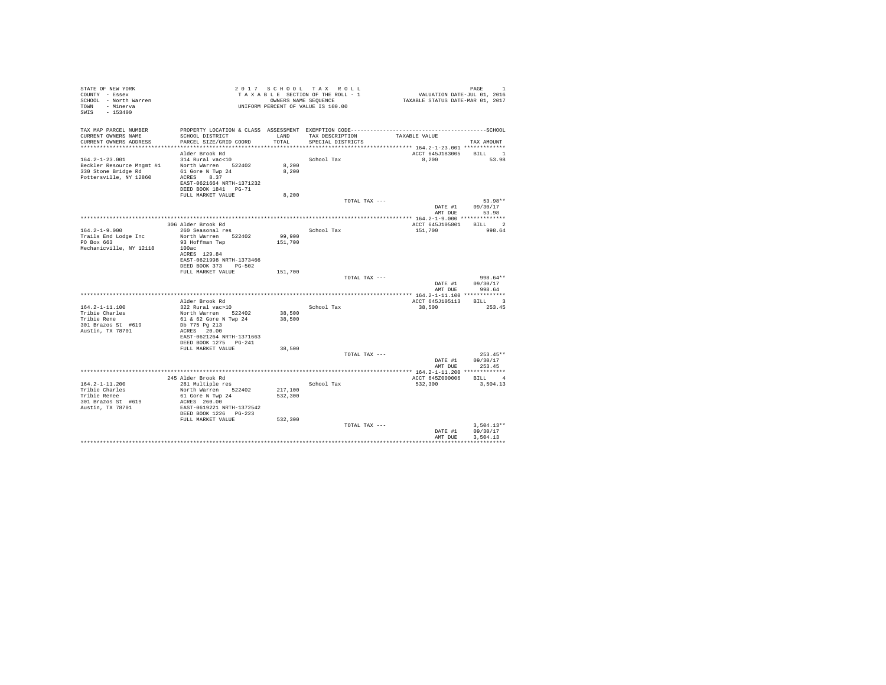STATE OF NEW YORK
COUNTY - Essex
SCHOOL - North Warren
TOWN - Minerva
SWIS - 153400

2017 SCHOOL TAX ROLL
TAXABLE SECTION OF THE ROLL - 1
OWNERS NAME SEQUENCE
UNIFORM PERCENT OF VALUE IS 100.00

VALUATION DATE-JUL 01, 2016
TAXABLE STATUS DATE-MAR 01, 2017

| TAX MAP PARCEL NUMBER / CURRENT OWNERS NAME / CURRENT OWNERS ADDRESS | PROPERTY LOCATION & CLASS / SCHOOL DISTRICT / PARCEL SIZE/GRID COORD | ASSESSMENT LAND / TOTAL | EXEMPTION CODE / TAX DESCRIPTION / SPECIAL DISTRICTS | TAXABLE VALUE | TAX AMOUNT |
|---|---|---|---|---|---|
| **164.2-1-23.001** | Alder Brook Rd | | | ACCT 645J183005 | BILL 1 |
| 164.2-1-23.001 | 314 Rural vac<10 | | School Tax | 8,200 | 53.98 |
| Beckler Resource Mngmt #1 | North Warren 522402 | 8,200 | | | |
| 330 Stone Bridge Rd | 61 Gore N Twp 24 | 8,200 | | | |
| Pottersville, NY 12860 | ACRES 8.37 | | | | |
| | EAST-0621664 NRTH-1371232 | | | | |
| | DEED BOOK 1841 PG-71 | | | | |
| | FULL MARKET VALUE | 8,200 | | | |
| | | | TOTAL TAX --- | | 53.98** |
| | | | | DATE #1 | 09/30/17 |
| | | | | AMT DUE | 53.98 |
| **164.2-1-9.000** | 306 Alder Brook Rd | | | ACCT 645J105801 | BILL 2 |
| 164.2-1-9.000 | 260 Seasonal res | | School Tax | 151,700 | 998.64 |
| Trails End Lodge Inc | North Warren 522402 | 99,900 | | | |
| PO Box 663 | 93 Hoffman Twp | 151,700 | | | |
| Mechanicville, NY 12118 | 100ac | | | | |
| | ACRES 129.84 | | | | |
| | EAST-0621998 NRTH-1373466 | | | | |
| | DEED BOOK 373 PG-502 | | | | |
| | FULL MARKET VALUE | 151,700 | | | |
| | | | TOTAL TAX --- | | 998.64** |
| | | | | DATE #1 | 09/30/17 |
| | | | | AMT DUE | 998.64 |
| **164.2-1-11.100** | Alder Brook Rd | | | ACCT 645J105113 | BILL 3 |
| 164.2-1-11.100 | 322 Rural vac>10 | | School Tax | 38,500 | 253.45 |
| Tribie Charles | North Warren 522402 | 38,500 | | | |
| Tribie Rene | 61 & 62 Gore N Twp 24 | 38,500 | | | |
| 301 Brazos St #619 | Db 775 Pg 213 | | | | |
| Austin, TX 78701 | ACRES 20.00 | | | | |
| | EAST-0621264 NRTH-1371663 | | | | |
| | DEED BOOK 1275 PG-241 | | | | |
| | FULL MARKET VALUE | 38,500 | | | |
| | | | TOTAL TAX --- | | 253.45** |
| | | | | DATE #1 | 09/30/17 |
| | | | | AMT DUE | 253.45 |
| **164.2-1-11.200** | 245 Alder Brook Rd | | | ACCT 645Z000006 | BILL 4 |
| 164.2-1-11.200 | 281 Multiple res | | School Tax | 532,300 | 3,504.13 |
| Tribie Charles | North Warren 522402 | 217,100 | | | |
| Tribie Renee | 61 Gore N Twp 24 | 532,300 | | | |
| 301 Brazos St #619 | ACRES 260.00 | | | | |
| Austin, TX 78701 | EAST-0619221 NRTH-1372542 | | | | |
| | DEED BOOK 1226 PG-223 | | | | |
| | FULL MARKET VALUE | 532,300 | | | |
| | | | TOTAL TAX --- | | 3,504.13** |
| | | | | DATE #1 | 09/30/17 |
| | | | | AMT DUE | 3,504.13 |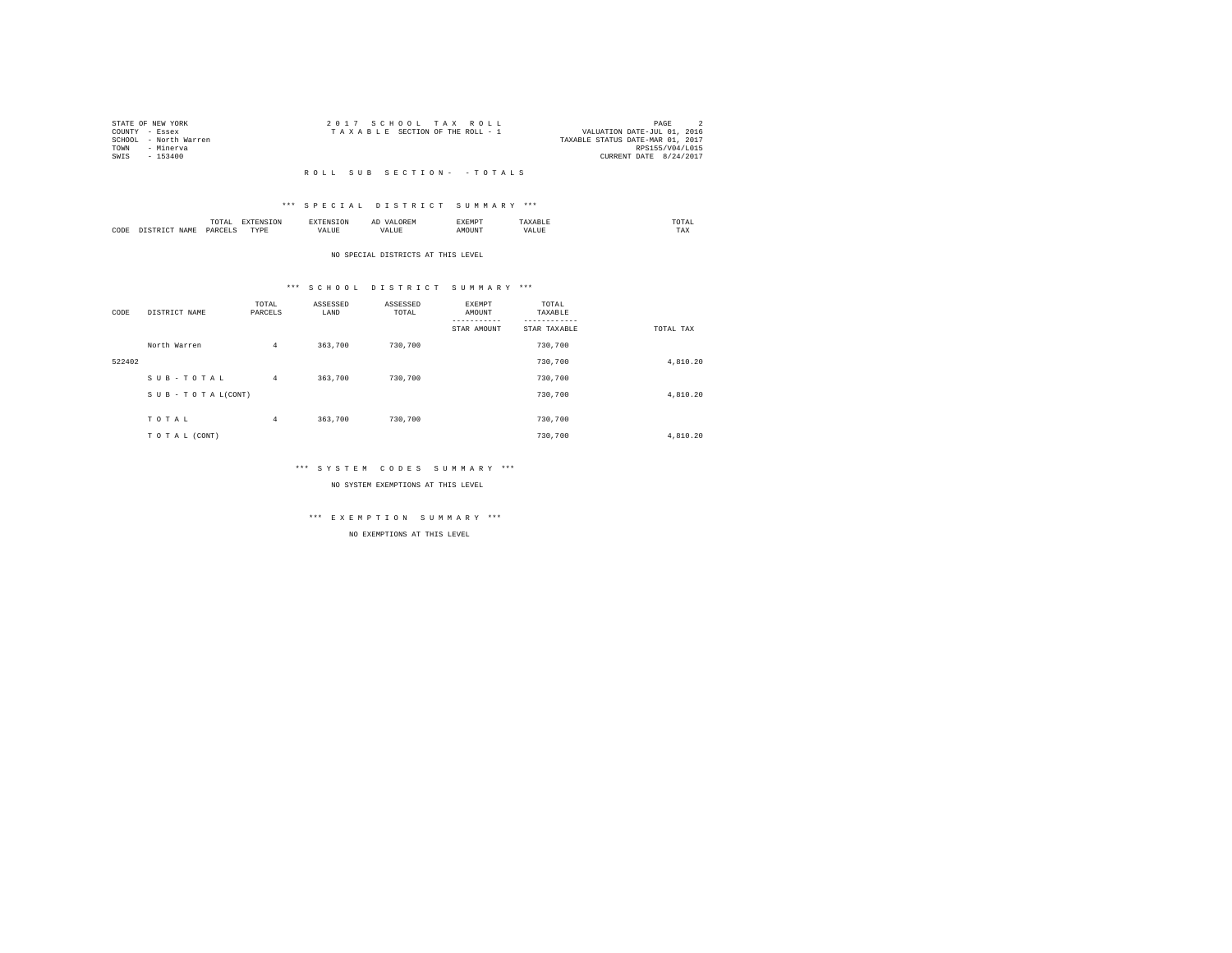STATE OF NEW YORK
COUNTY - Essex
SCHOOL - North Warren
TOWN - Minerva
SWIS - 153400

2 0 1 7 S C H O O L T A X R O L L
T A X A B L E SECTION OF THE ROLL - 1

VALUATION DATE-JUL 01, 2016
TAXABLE STATUS DATE-MAR 01, 2017
RPS155/V04/L015
CURRENT DATE 8/24/2017

R O L L S U B S E C T I O N - - T O T A L S

*** S P E C I A L D I S T R I C T S U M M A R Y ***

| CODE | DISTRICT NAME | TOTAL PARCELS | EXTENSION TYPE | EXTENSION VALUE | AD VALOREM VALUE | EXEMPT AMOUNT | TAXABLE VALUE | TOTAL TAX |
|---|---|---|---|---|---|---|---|---|

NO SPECIAL DISTRICTS AT THIS LEVEL

*** S C H O O L D I S T R I C T S U M M A R Y ***

| CODE | DISTRICT NAME | TOTAL PARCELS | ASSESSED LAND | ASSESSED TOTAL | EXEMPT AMOUNT / STAR AMOUNT | TOTAL TAXABLE / STAR TAXABLE | TOTAL TAX |
|---|---|---|---|---|---|---|---|
| | North Warren | 4 | 363,700 | 730,700 | | 730,700 | |
| 522402 | | | | | | 730,700 | 4,810.20 |
| | S U B - T O T A L | 4 | 363,700 | 730,700 | | 730,700 | |
| | S U B - T O T A L(CONT) | | | | | 730,700 | 4,810.20 |
| | T O T A L | 4 | 363,700 | 730,700 | | 730,700 | |
| | T O T A L (CONT) | | | | | 730,700 | 4,810.20 |

*** S Y S T E M C O D E S S U M M A R Y ***

NO SYSTEM EXEMPTIONS AT THIS LEVEL

*** E X E M P T I O N S U M M A R Y ***

NO EXEMPTIONS AT THIS LEVEL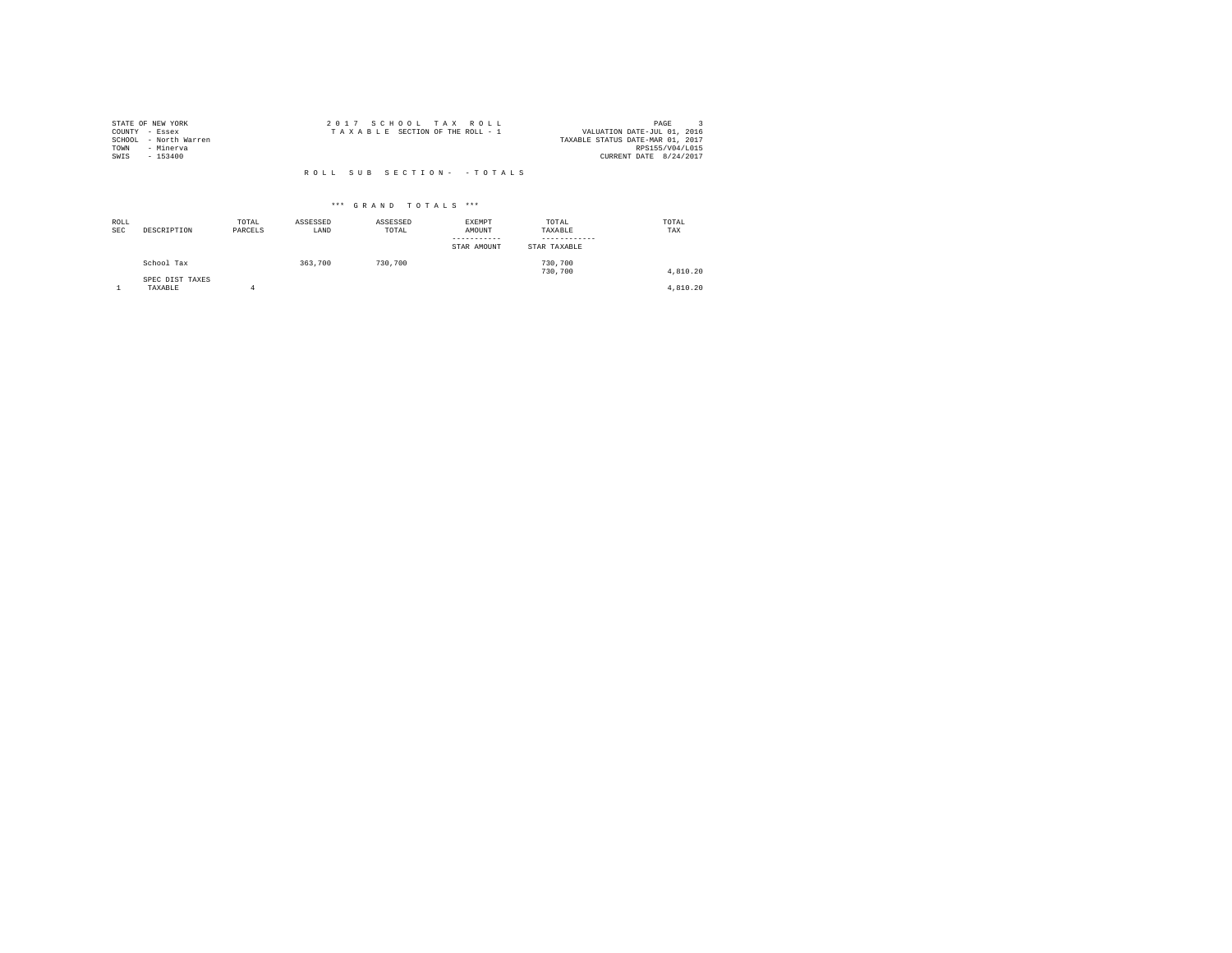STATE OF NEW YORK
COUNTY - Essex
SCHOOL - North Warren
TOWN - Minerva
SWIS - 153400

2 0 1 7 S C H O O L T A X R O L L
T A X A B L E SECTION OF THE ROLL - 1

VALUATION DATE-JUL 01, 2016
TAXABLE STATUS DATE-MAR 01, 2017
RPS155/V04/L015
CURRENT DATE 8/24/2017

R O L L S U B S E C T I O N - - T O T A L S

*** G R A N D T O T A L S ***

| ROLL SEC | DESCRIPTION | TOTAL PARCELS | ASSESSED LAND | ASSESSED TOTAL | EXEMPT AMOUNT / STAR AMOUNT | TOTAL TAXABLE / STAR TAXABLE | TOTAL TAX |
|---|---|---|---|---|---|---|---|
| | School Tax | | 363,700 | 730,700 | | 730,700 | |
| | | | | | | 730,700 | 4,810.20 |
| | SPEC DIST TAXES | | | | | | |
| 1 | TAXABLE | 4 | | | | | 4,810.20 |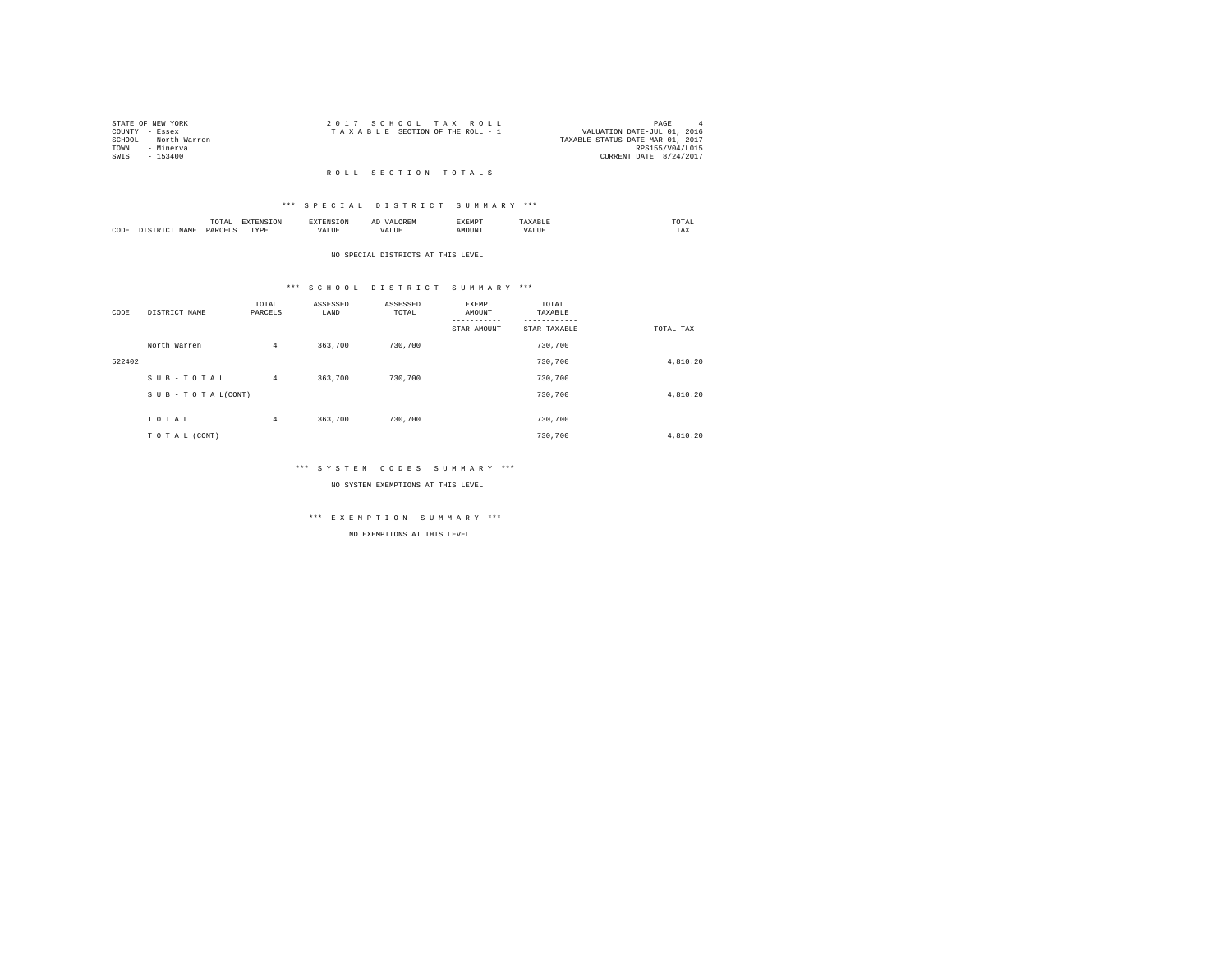STATE OF NEW YORK
COUNTY - Essex
SCHOOL - North Warren
TOWN - Minerva
SWIS - 153400

2 0 1 7 S C H O O L T A X R O L L
T A X A B L E SECTION OF THE ROLL - 1

VALUATION DATE-JUL 01, 2016
TAXABLE STATUS DATE-MAR 01, 2017
RPS155/V04/L015
CURRENT DATE 8/24/2017

## R O L L S E C T I O N T O T A L S

### *** S P E C I A L D I S T R I C T S U M M A R Y ***

| CODE | DISTRICT NAME | TOTAL PARCELS | EXTENSION TYPE | EXTENSION VALUE | AD VALOREM VALUE | EXEMPT AMOUNT | TAXABLE VALUE | TOTAL TAX |
|---|---|---|---|---|---|---|---|---|

NO SPECIAL DISTRICTS AT THIS LEVEL

### *** S C H O O L D I S T R I C T S U M M A R Y ***

| CODE | DISTRICT NAME | TOTAL PARCELS | ASSESSED LAND | ASSESSED TOTAL | EXEMPT AMOUNT / STAR AMOUNT | TOTAL TAXABLE / STAR TAXABLE | TOTAL TAX |
|---|---|---|---|---|---|---|---|
| | North Warren | 4 | 363,700 | 730,700 | | 730,700 | |
| 522402 | | | | | | 730,700 | 4,810.20 |
| | S U B - T O T A L | 4 | 363,700 | 730,700 | | 730,700 | |
| | S U B - T O T A L(CONT) | | | | | 730,700 | 4,810.20 |
| | T O T A L | 4 | 363,700 | 730,700 | | 730,700 | |
| | T O T A L (CONT) | | | | | 730,700 | 4,810.20 |

### *** S Y S T E M C O D E S S U M M A R Y ***

NO SYSTEM EXEMPTIONS AT THIS LEVEL

### *** E X E M P T I O N S U M M A R Y ***

NO EXEMPTIONS AT THIS LEVEL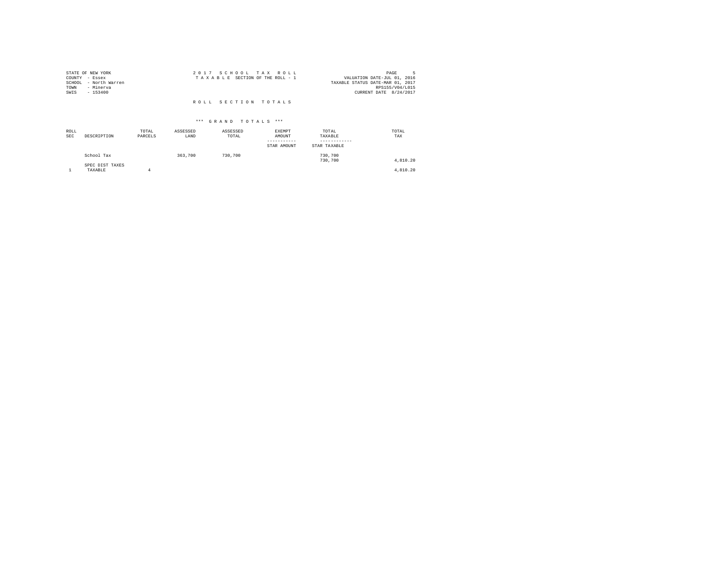STATE OF NEW YORK
COUNTY - Essex
SCHOOL - North Warren
TOWN - Minerva
SWIS - 153400

2017 SCHOOL TAX ROLL
TAXABLE SECTION OF THE ROLL - 1

VALUATION DATE-JUL 01, 2016
TAXABLE STATUS DATE-MAR 01, 2017
RPS155/V04/L015
CURRENT DATE 8/24/2017

# ROLL SECTION TOTALS

## *** GRAND TOTALS ***

| ROLL SEC | DESCRIPTION | TOTAL PARCELS | ASSESSED LAND | ASSESSED TOTAL | EXEMPT AMOUNT / STAR AMOUNT | TOTAL TAXABLE / STAR TAXABLE | TOTAL TAX |
|---|---|---|---|---|---|---|---|
| | School Tax | | 363,700 | 730,700 | | 730,700 | |
| | | | | | | 730,700 | 4,810.20 |
| | SPEC DIST TAXES | | | | | | |
| 1 | TAXABLE | 4 | | | | | 4,810.20 |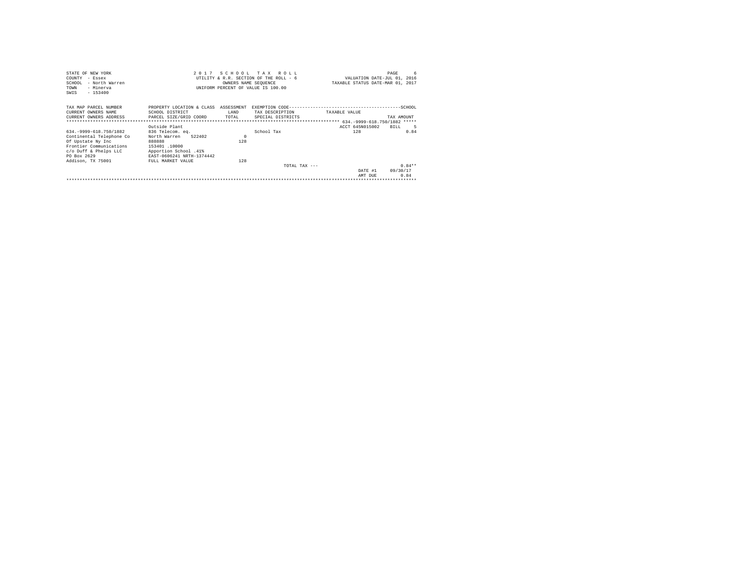STATE OF NEW YORK
COUNTY - Essex
SCHOOL - North Warren
TOWN - Minerva
SWIS - 153400

2 0 1 7 S C H O O L T A X R O L L
UTILITY & R.R. SECTION OF THE ROLL - 6
OWNERS NAME SEQUENCE
UNIFORM PERCENT OF VALUE IS 100.00

PAGE 6
VALUATION DATE-JUL 01, 2016
TAXABLE STATUS DATE-MAR 01, 2017

| TAX MAP PARCEL NUMBER<br>CURRENT OWNERS NAME<br>CURRENT OWNERS ADDRESS | PROPERTY LOCATION & CLASS<br>SCHOOL DISTRICT<br>PARCEL SIZE/GRID COORD | ASSESSMENT<br>LAND<br>TOTAL | EXEMPTION CODE<br>TAX DESCRIPTION<br>SPECIAL DISTRICTS | TAXABLE VALUE | SCHOOL<br><br>TAX AMOUNT |
|---|---|---|---|---|---|
| | | | | 634.-9999-618.750/1882 | |
| | Outside Plant | | | ACCT 645N015002 | BILL 5 |
| 634.-9999-618.750/1882 | 836 Telecom. eq. | | School Tax | 128 | 0.84 |
| Continental Telephone Co | North Warren 522402 | 0 | | | |
| Of Upstate Ny Inc | 888888 | 128 | | | |
| Frontier Communications | 153401 .10000 | | | | |
| c/o Duff & Phelps LLC | Apportion School .41% | | | | |
| PO Box 2629 | EAST-0606241 NRTH-1374442 | | | | |
| Addison, TX 75001 | FULL MARKET VALUE | 128 | | | |
| | | | TOTAL TAX --- | | 0.84** |
| | | | | DATE #1 | 09/30/17 |
| | | | | AMT DUE | 0.84 |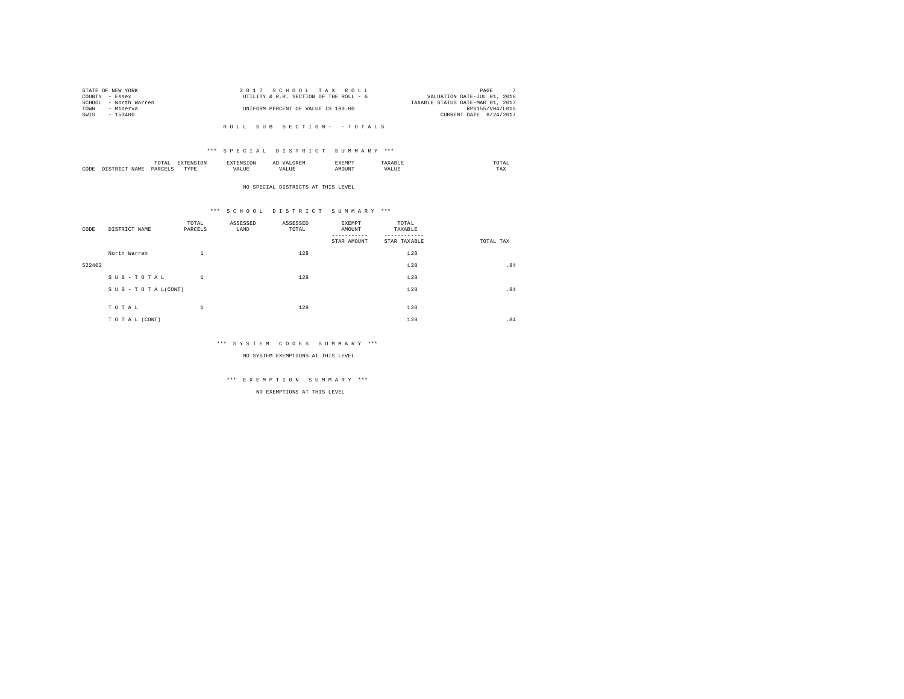STATE OF NEW YORK
COUNTY - Essex
SCHOOL - North Warren
TOWN - Minerva
SWIS - 153400

2 0 1 7 S C H O O L T A X R O L L
UTILITY & R.R. SECTION OF THE ROLL - 6
UNIFORM PERCENT OF VALUE IS 100.00

VALUATION DATE-JUL 01, 2016
TAXABLE STATUS DATE-MAR 01, 2017
RPS155/V04/L015
CURRENT DATE 8/24/2017

R O L L S U B S E C T I O N - - T O T A L S

*** S P E C I A L D I S T R I C T S U M M A R Y ***

| CODE | DISTRICT NAME | TOTAL PARCELS | EXTENSION TYPE | EXTENSION VALUE | AD VALOREM VALUE | EXEMPT AMOUNT | TAXABLE VALUE | TOTAL TAX |
|---|---|---|---|---|---|---|---|---|

NO SPECIAL DISTRICTS AT THIS LEVEL

*** S C H O O L D I S T R I C T S U M M A R Y ***

| CODE | DISTRICT NAME | TOTAL PARCELS | ASSESSED LAND | ASSESSED TOTAL | EXEMPT AMOUNT / STAR AMOUNT | TOTAL TAXABLE / STAR TAXABLE | TOTAL TAX |
|---|---|---|---|---|---|---|---|
| | North Warren | 1 | | 128 | | 128 | |
| 522402 | | | | | | 128 | .84 |
| | S U B - T O T A L | 1 | | 128 | | 128 | |
| | S U B - T O T A L(CONT) | | | | | 128 | .84 |
| | T O T A L | 1 | | 128 | | 128 | |
| | T O T A L (CONT) | | | | | 128 | .84 |

*** S Y S T E M C O D E S S U M M A R Y ***

NO SYSTEM EXEMPTIONS AT THIS LEVEL

*** E X E M P T I O N S U M M A R Y ***

NO EXEMPTIONS AT THIS LEVEL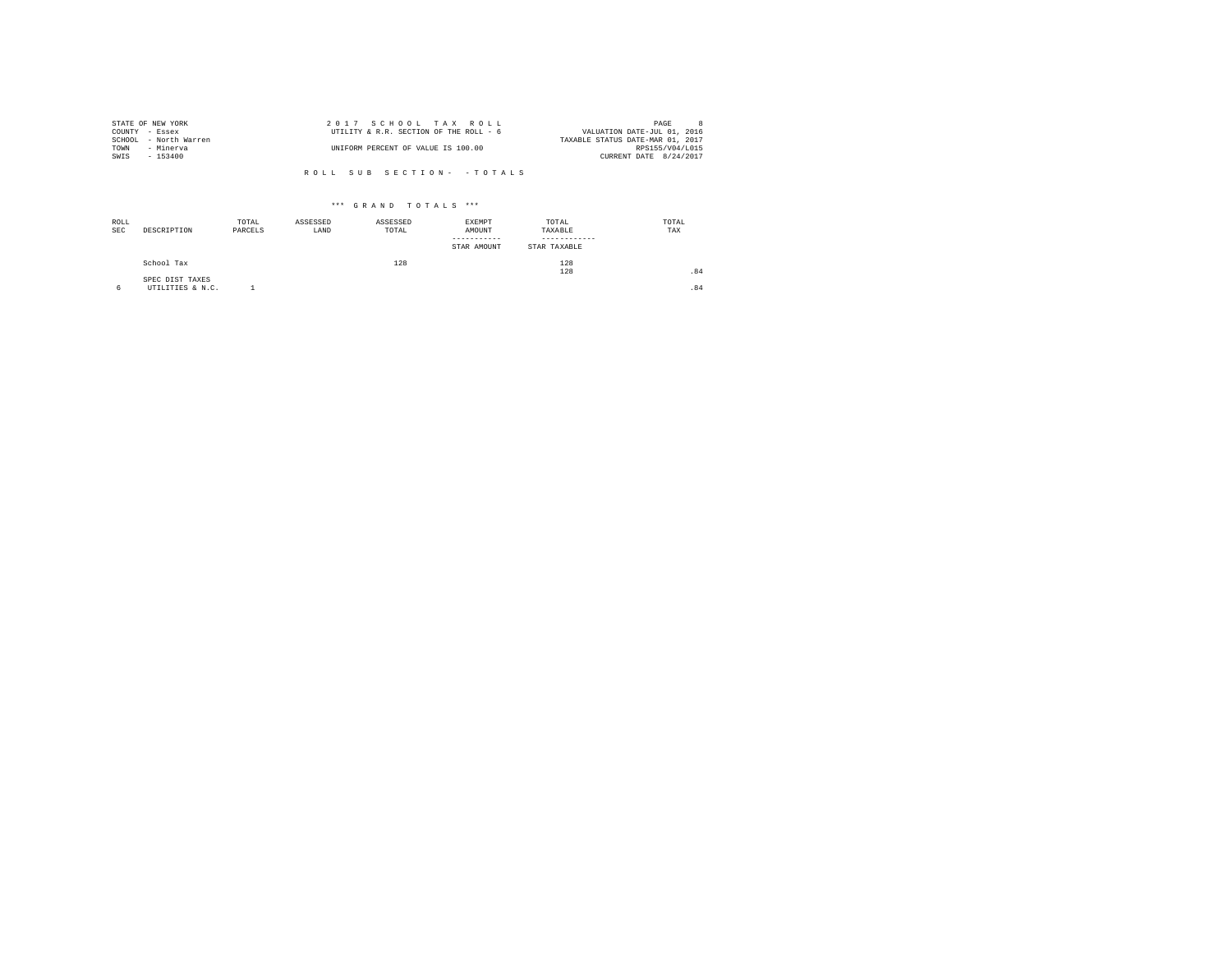STATE OF NEW YORK
COUNTY - Essex
SCHOOL - North Warren
TOWN - Minerva
SWIS - 153400

2 0 1 7 S C H O O L T A X R O L L
UTILITY & R.R. SECTION OF THE ROLL - 6
UNIFORM PERCENT OF VALUE IS 100.00

PAGE 8
VALUATION DATE-JUL 01, 2016
TAXABLE STATUS DATE-MAR 01, 2017
RPS155/V04/L015
CURRENT DATE 8/24/2017

R O L L S U B S E C T I O N - - T O T A L S

\*\*\* G R A N D T O T A L S \*\*\*

| ROLL SEC | DESCRIPTION | TOTAL PARCELS | ASSESSED LAND | ASSESSED TOTAL | EXEMPT AMOUNT / STAR AMOUNT | TOTAL TAXABLE / STAR TAXABLE | TOTAL TAX |
|---|---|---|---|---|---|---|---|
| | School Tax | | | 128 | | 128 | |
| | | | | | | 128 | .84 |
| | SPEC DIST TAXES | | | | | | |
| 6 | UTILITIES & N.C. | 1 | | | | | .84 |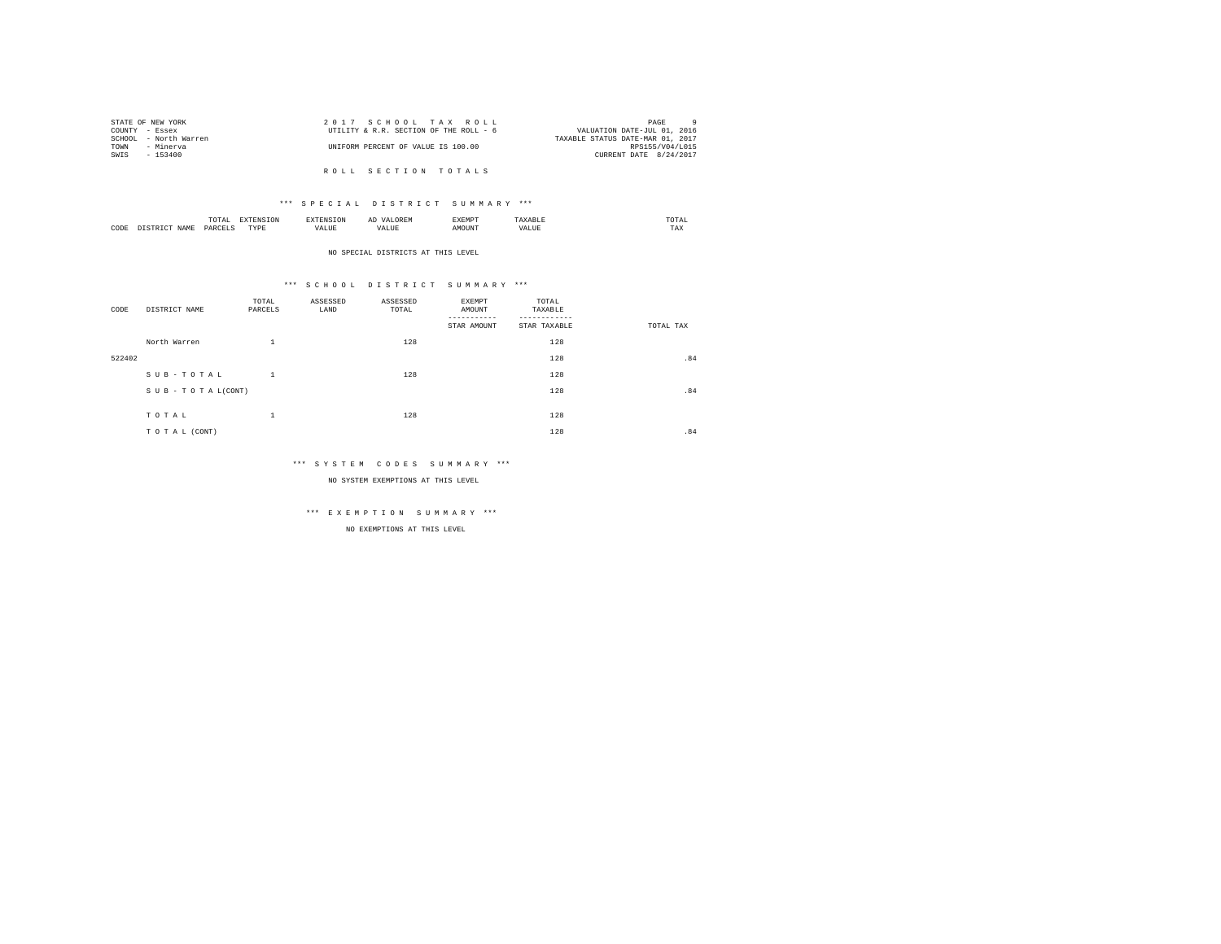STATE OF NEW YORK
COUNTY - Essex
SCHOOL - North Warren
TOWN - Minerva
SWIS - 153400

2 0 1 7 S C H O O L T A X R O L L
UTILITY & R.R. SECTION OF THE ROLL - 6
UNIFORM PERCENT OF VALUE IS 100.00

PAGE 9
VALUATION DATE-JUL 01, 2016
TAXABLE STATUS DATE-MAR 01, 2017
RPS155/V04/L015
CURRENT DATE 8/24/2017

R O L L S E C T I O N T O T A L S

*** S P E C I A L D I S T R I C T S U M M A R Y ***

| CODE | DISTRICT NAME | TOTAL PARCELS | EXTENSION TYPE | EXTENSION VALUE | AD VALOREM VALUE | EXEMPT AMOUNT | TAXABLE VALUE | TOTAL TAX |
|---|---|---|---|---|---|---|---|---|

NO SPECIAL DISTRICTS AT THIS LEVEL

*** S C H O O L D I S T R I C T S U M M A R Y ***

| CODE | DISTRICT NAME | TOTAL PARCELS | ASSESSED LAND | ASSESSED TOTAL | EXEMPT AMOUNT / STAR AMOUNT | TOTAL TAXABLE / STAR TAXABLE | TOTAL TAX |
|---|---|---|---|---|---|---|---|
| | North Warren | 1 | | 128 | | 128 | |
| 522402 | | | | | | 128 | .84 |
| | S U B - T O T A L | 1 | | 128 | | 128 | |
| | S U B - T O T A L(CONT) | | | | | 128 | .84 |
| | T O T A L | 1 | | 128 | | 128 | |
| | T O T A L (CONT) | | | | | 128 | .84 |

*** S Y S T E M C O D E S S U M M A R Y ***

NO SYSTEM EXEMPTIONS AT THIS LEVEL

*** E X E M P T I O N S U M M A R Y ***

NO EXEMPTIONS AT THIS LEVEL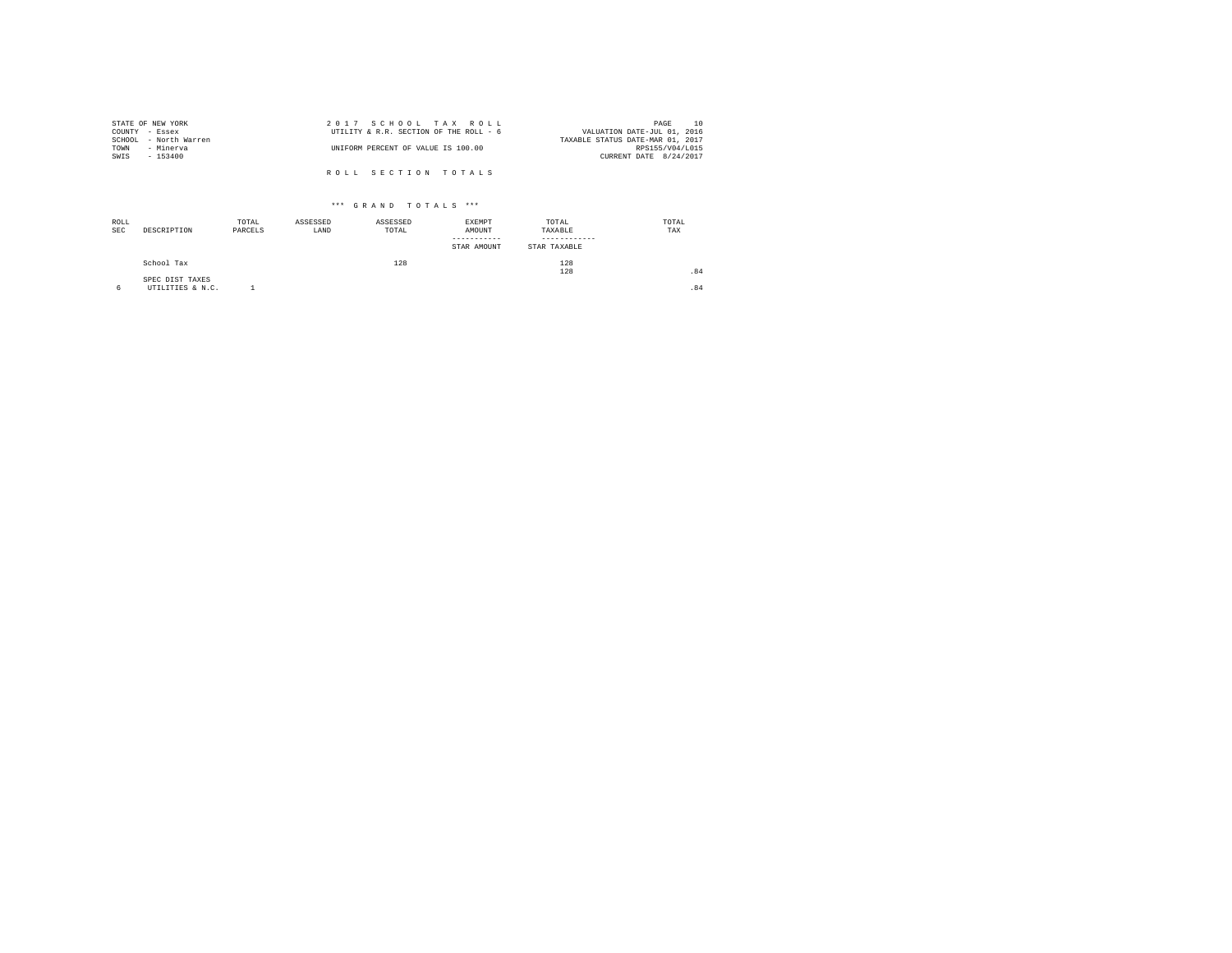STATE OF NEW YORK
COUNTY - Essex
SCHOOL - North Warren
TOWN - Minerva
SWIS - 153400

2 0 1 7 S C H O O L T A X R O L L
UTILITY & R.R. SECTION OF THE ROLL - 6

UNIFORM PERCENT OF VALUE IS 100.00

VALUATION DATE-JUL 01, 2016
TAXABLE STATUS DATE-MAR 01, 2017
RPS155/V04/L015
CURRENT DATE 8/24/2017

R O L L S E C T I O N T O T A L S

*** G R A N D T O T A L S ***

| ROLL SEC | DESCRIPTION | TOTAL PARCELS | ASSESSED LAND | ASSESSED TOTAL | EXEMPT AMOUNT / STAR AMOUNT | TOTAL TAXABLE / STAR TAXABLE | TOTAL TAX |
|---|---|---|---|---|---|---|---|
| | School Tax | | | 128 | | 128 | |
| | | | | | | 128 | .84 |
| | SPEC DIST TAXES | | | | | | |
| 6 | UTILITIES & N.C. | 1 | | | | | .84 |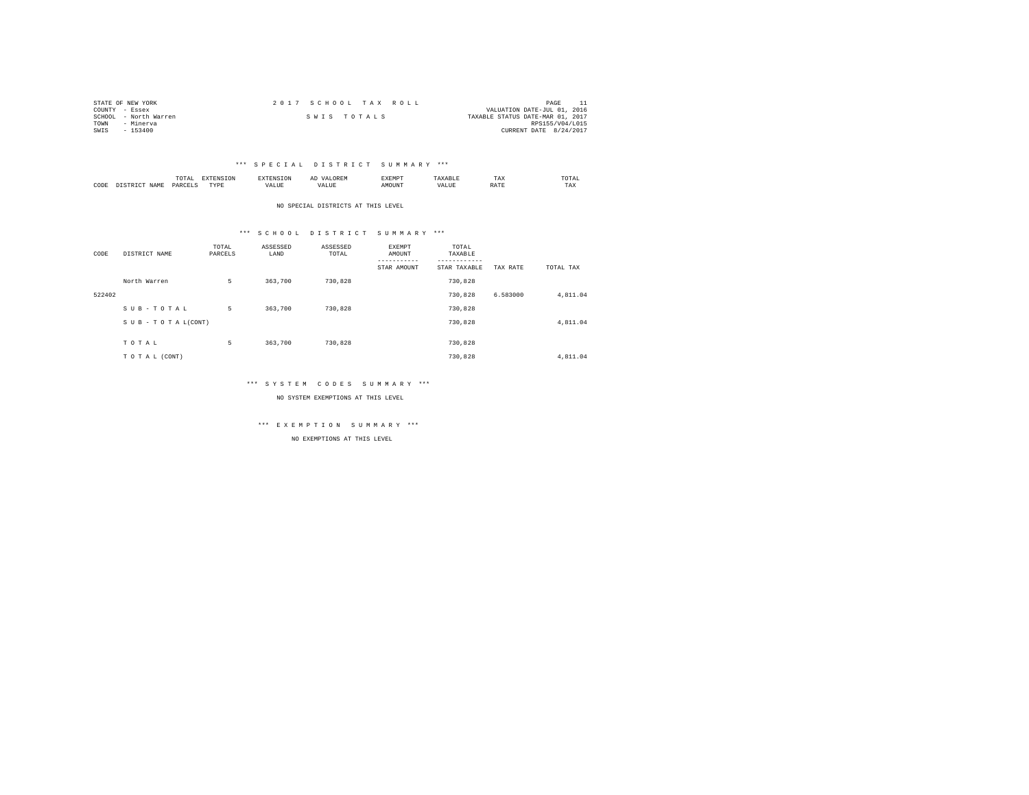STATE OF NEW YORK
COUNTY - Essex
SCHOOL - North Warren
TOWN - Minerva
SWIS - 153400

2 0 1 7 S C H O O L T A X R O L L

S W I S T O T A L S

VALUATION DATE-JUL 01, 2016
TAXABLE STATUS DATE-MAR 01, 2017
RPS155/V04/L015
CURRENT DATE 8/24/2017

### *** S P E C I A L D I S T R I C T S U M M A R Y ***

| CODE | DISTRICT NAME | TOTAL PARCELS | EXTENSION TYPE | EXTENSION VALUE | AD VALOREM VALUE | EXEMPT AMOUNT | TAXABLE VALUE | TAX RATE | TOTAL TAX |
|---|---|---|---|---|---|---|---|---|---|

NO SPECIAL DISTRICTS AT THIS LEVEL

### *** S C H O O L D I S T R I C T S U M M A R Y ***

| CODE | DISTRICT NAME | TOTAL PARCELS | ASSESSED LAND | ASSESSED TOTAL | EXEMPT AMOUNT / STAR AMOUNT | TOTAL TAXABLE / STAR TAXABLE | TAX RATE | TOTAL TAX |
|---|---|---|---|---|---|---|---|---|
| | North Warren | 5 | 363,700 | 730,828 | | 730,828 | | |
| 522402 | | | | | | 730,828 | 6.583000 | 4,811.04 |
| | S U B - T O T A L | 5 | 363,700 | 730,828 | | 730,828 | | |
| | S U B - T O T A L(CONT) | | | | | 730,828 | | 4,811.04 |
| | T O T A L | 5 | 363,700 | 730,828 | | 730,828 | | |
| | T O T A L (CONT) | | | | | 730,828 | | 4,811.04 |

### *** S Y S T E M C O D E S S U M M A R Y ***

NO SYSTEM EXEMPTIONS AT THIS LEVEL

### *** E X E M P T I O N S U M M A R Y ***

NO EXEMPTIONS AT THIS LEVEL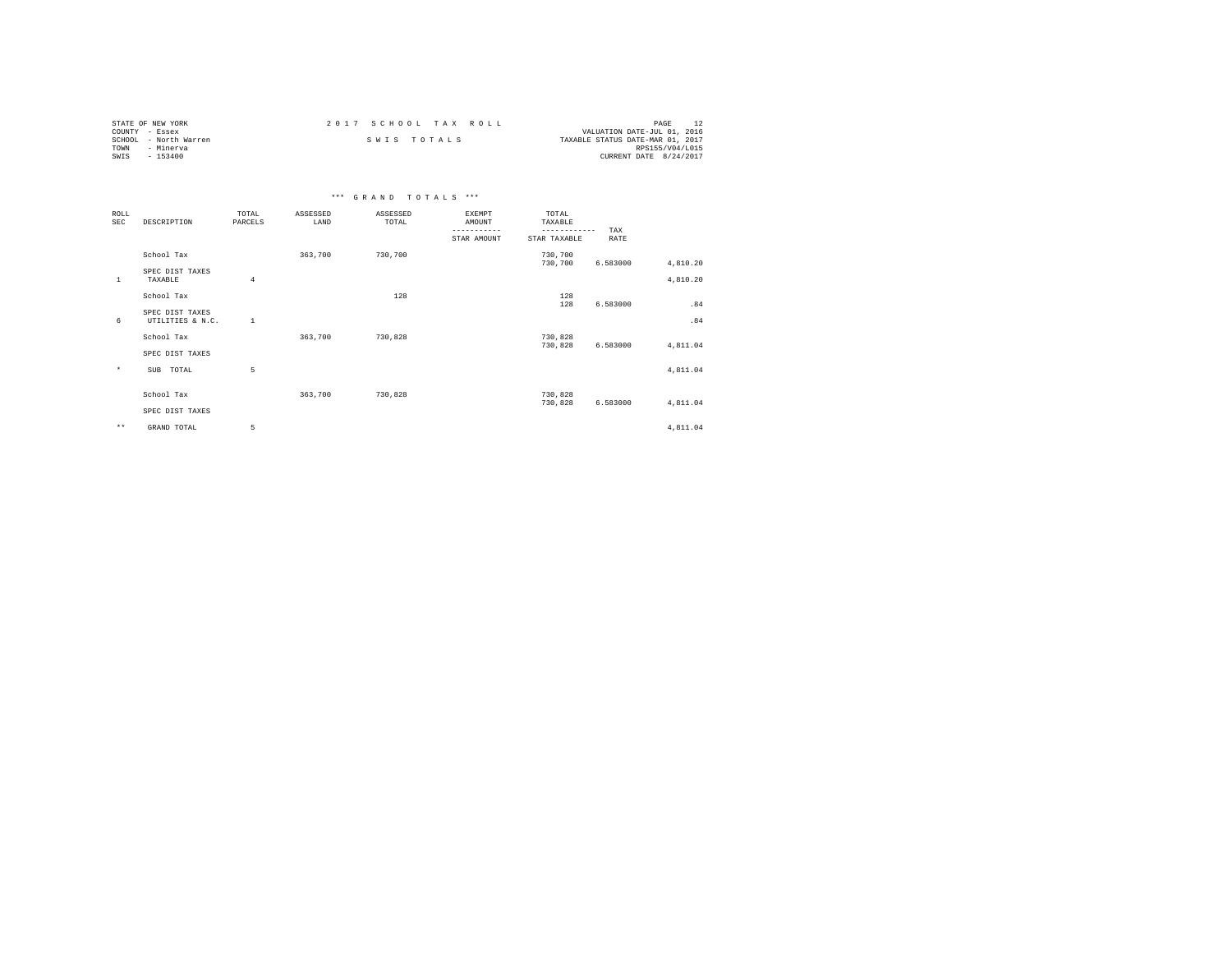STATE OF NEW YORK
COUNTY - Essex
SCHOOL - North Warren
TOWN - Minerva
SWIS - 153400

2017 SCHOOL TAX ROLL

SWIS TOTALS

VALUATION DATE-JUL 01, 2016
TAXABLE STATUS DATE-MAR 01, 2017
RPS155/V04/L015
CURRENT DATE 8/24/2017

*** GRAND TOTALS ***

| ROLL SEC | DESCRIPTION | TOTAL PARCELS | ASSESSED LAND | ASSESSED TOTAL | EXEMPT AMOUNT / STAR AMOUNT | TOTAL TAXABLE / STAR TAXABLE | TAX RATE | |
|---|---|---|---|---|---|---|---|---|
| | School Tax | | 363,700 | 730,700 | | 730,700 | | |
| | | | | | | 730,700 | 6.583000 | 4,810.20 |
| | SPEC DIST TAXES | | | | | | | |
| 1 | TAXABLE | 4 | | | | | | 4,810.20 |
| | School Tax | | | 128 | | 128 | | |
| | | | | | | 128 | 6.583000 | .84 |
| | SPEC DIST TAXES | | | | | | | |
| 6 | UTILITIES & N.C. | 1 | | | | | | .84 |
| | School Tax | | 363,700 | 730,828 | | 730,828 | | |
| | | | | | | 730,828 | 6.583000 | 4,811.04 |
| | SPEC DIST TAXES | | | | | | | |
| * | SUB TOTAL | 5 | | | | | | 4,811.04 |
| | School Tax | | 363,700 | 730,828 | | 730,828 | | |
| | | | | | | 730,828 | 6.583000 | 4,811.04 |
| | SPEC DIST TAXES | | | | | | | |
| ** | GRAND TOTAL | 5 | | | | | | 4,811.04 |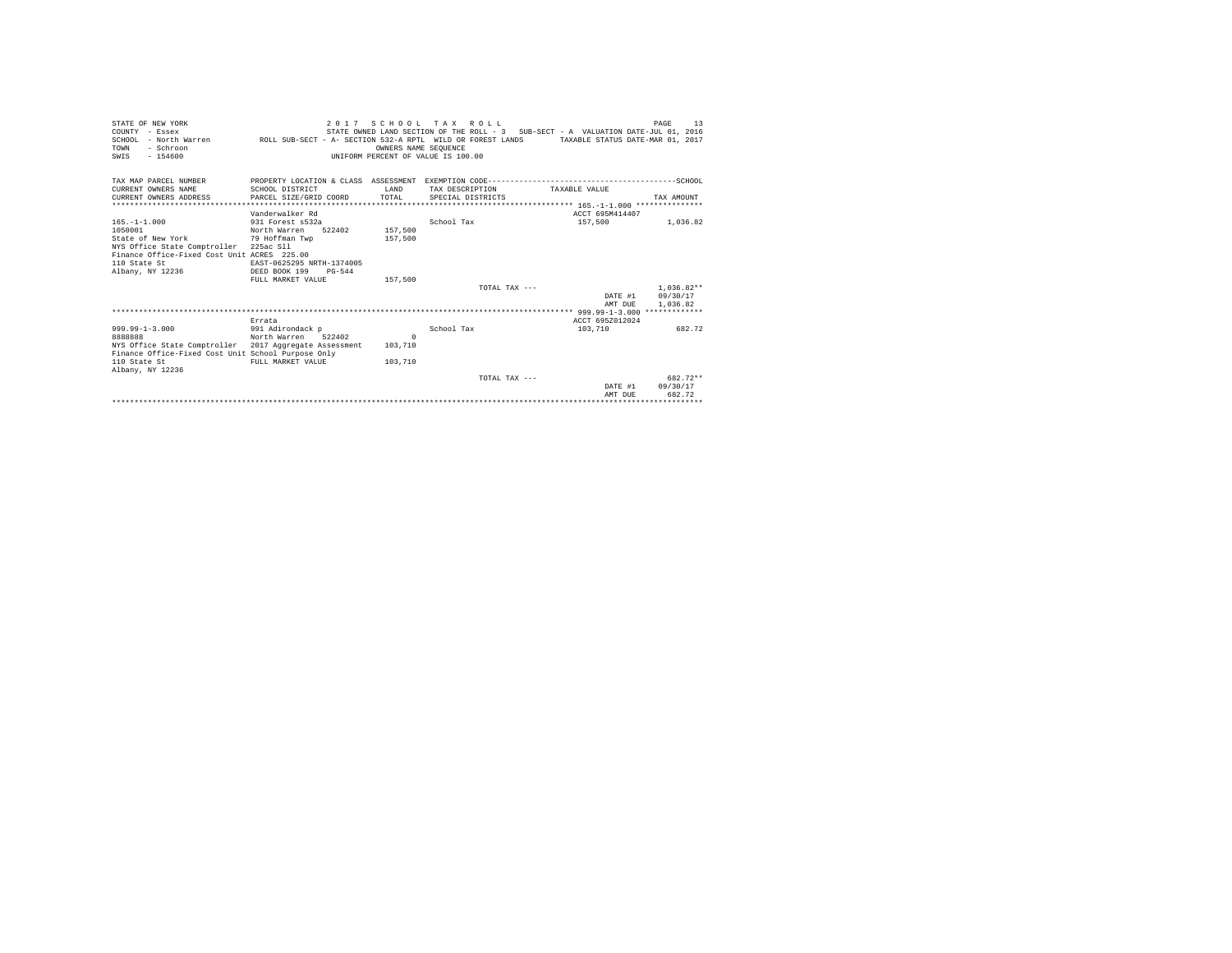STATE OF NEW YORK
COUNTY - Essex
SCHOOL - North Warren
TOWN - Schroon
SWIS - 154600

2017 SCHOOL TAX ROLL
STATE OWNED LAND SECTION OF THE ROLL - 3 SUB-SECT - A VALUATION DATE-JUL 01, 2016
ROLL SUB-SECT - A- SECTION 532-A RPTL WILD OR FOREST LANDS TAXABLE STATUS DATE-MAR 01, 2017
OWNERS NAME SEQUENCE
UNIFORM PERCENT OF VALUE IS 100.00

| TAX MAP PARCEL NUMBER / CURRENT OWNERS NAME / CURRENT OWNERS ADDRESS | PROPERTY LOCATION & CLASS / SCHOOL DISTRICT / PARCEL SIZE/GRID COORD | ASSESSMENT LAND / TOTAL | EXEMPTION CODE / TAX DESCRIPTION / SPECIAL DISTRICTS | TAXABLE VALUE | SCHOOL TAX AMOUNT |
|---|---|---|---|---|---|
| **165.-1-1.000** | | | | | |
| | Vanderwalker Rd | | | ACCT 695M414407 | |
| 165.-1-1.000 | 931 Forest s532a | | School Tax | 157,500 | 1,036.82 |
| 1050001 | North Warren 522402 | 157,500 | | | |
| State of New York | 79 Hoffman Twp | 157,500 | | | |
| NYS Office State Comptroller | 225ac Sll | | | | |
| Finance Office-Fixed Cost Unit | ACRES 225.00 | | | | |
| 110 State St | EAST-0625295 NRTH-1374005 | | | | |
| Albany, NY 12236 | DEED BOOK 199 PG-544 | | | | |
| | FULL MARKET VALUE | 157,500 | | | |
| | | | TOTAL TAX --- | | 1,036.82** |
| | | | | DATE #1 | 09/30/17 |
| | | | | AMT DUE | 1,036.82 |
| **999.99-1-3.000** | | | | | |
| | Errata | | | ACCT 695Z012024 | |
| 999.99-1-3.000 | 991 Adirondack p | | School Tax | 103,710 | 682.72 |
| 8888888 | North Warren 522402 | 0 | | | |
| NYS Office State Comptroller | 2017 Aggregate Assessment | 103,710 | | | |
| Finance Office-Fixed Cost Unit | School Purpose Only | | | | |
| 110 State St | FULL MARKET VALUE | 103,710 | | | |
| Albany, NY 12236 | | | | | |
| | | | TOTAL TAX --- | | 682.72** |
| | | | | DATE #1 | 09/30/17 |
| | | | | AMT DUE | 682.72 |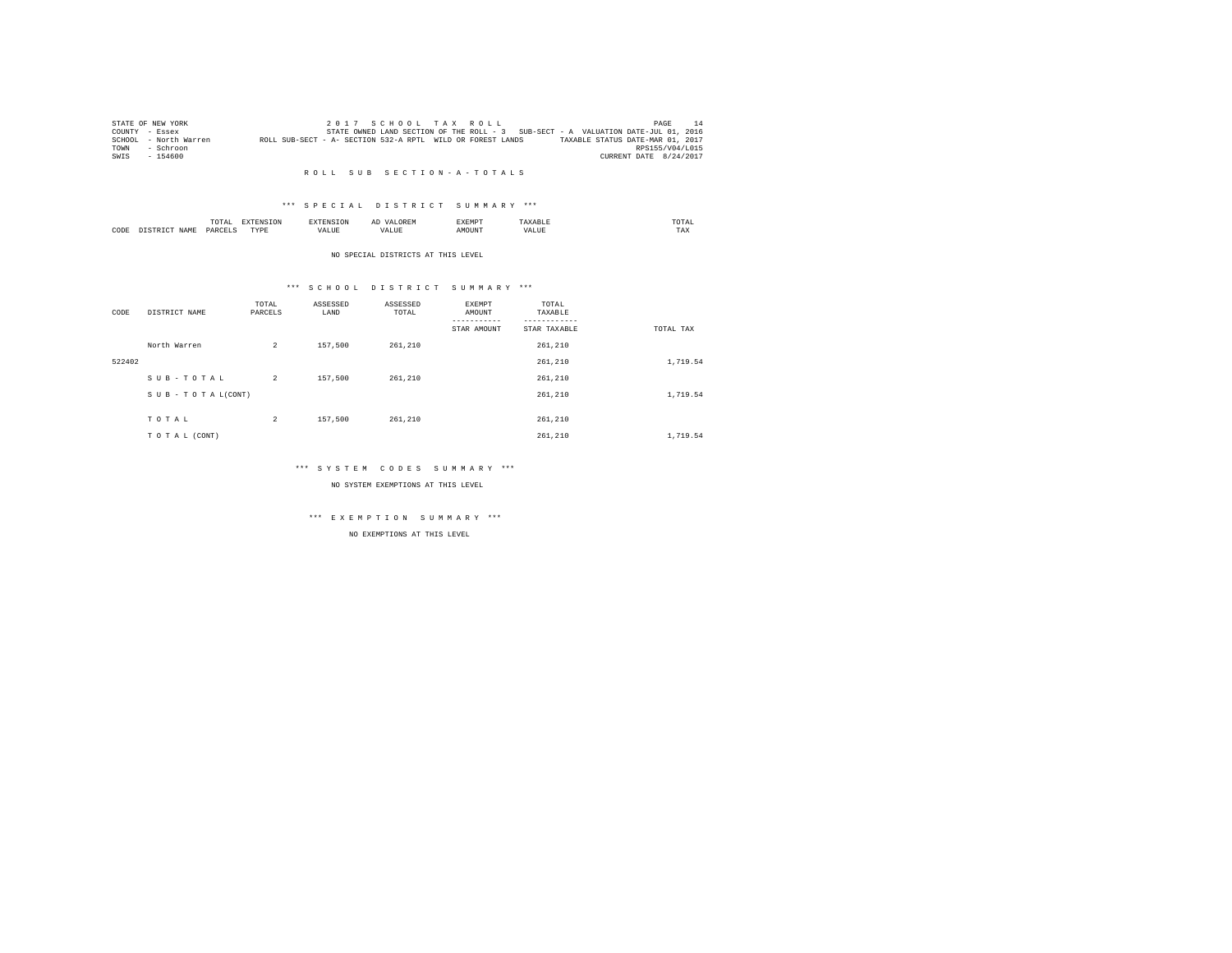STATE OF NEW YORK
COUNTY - Essex
SCHOOL - North Warren
TOWN - Schroon
SWIS - 154600

2 0 1 7 S C H O O L T A X R O L L
STATE OWNED LAND SECTION OF THE ROLL - 3 SUB-SECT - A VALUATION DATE-JUL 01, 2016
ROLL SUB-SECT - A- SECTION 532-A RPTL WILD OR FOREST LANDS TAXABLE STATUS DATE-MAR 01, 2017
RPS155/V04/L015
CURRENT DATE 8/24/2017

R O L L S U B S E C T I O N - A - T O T A L S

*** S P E C I A L D I S T R I C T S U M M A R Y ***

| CODE | DISTRICT NAME | TOTAL PARCELS | EXTENSION TYPE | EXTENSION VALUE | AD VALOREM VALUE | EXEMPT AMOUNT | TAXABLE VALUE | TOTAL TAX |
|---|---|---|---|---|---|---|---|---|

NO SPECIAL DISTRICTS AT THIS LEVEL

*** S C H O O L D I S T R I C T S U M M A R Y ***

| CODE | DISTRICT NAME | TOTAL PARCELS | ASSESSED LAND | ASSESSED TOTAL | EXEMPT AMOUNT / STAR AMOUNT | TOTAL TAXABLE / STAR TAXABLE | TOTAL TAX |
|---|---|---|---|---|---|---|---|
| | North Warren | 2 | 157,500 | 261,210 | | 261,210 | |
| 522402 | | | | | | 261,210 | 1,719.54 |
| | S U B - T O T A L | 2 | 157,500 | 261,210 | | 261,210 | |
| | S U B - T O T A L(CONT) | | | | | 261,210 | 1,719.54 |
| | T O T A L | 2 | 157,500 | 261,210 | | 261,210 | |
| | T O T A L (CONT) | | | | | 261,210 | 1,719.54 |

*** S Y S T E M C O D E S S U M M A R Y ***

NO SYSTEM EXEMPTIONS AT THIS LEVEL

*** E X E M P T I O N S U M M A R Y ***

NO EXEMPTIONS AT THIS LEVEL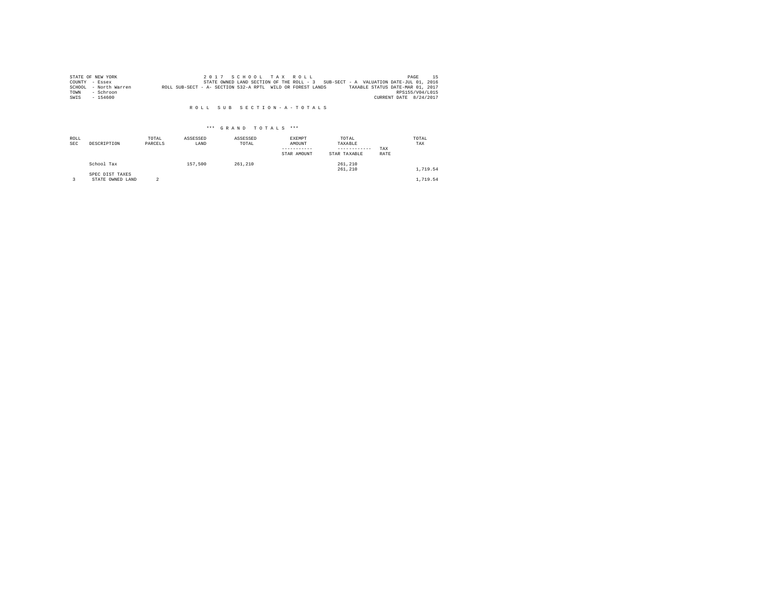STATE OF NEW YORK
COUNTY - Essex
SCHOOL - North Warren
TOWN - Schroon
SWIS - 154600

2 0 1 7 S C H O O L T A X R O L L
STATE OWNED LAND SECTION OF THE ROLL - 3 SUB-SECT - A VALUATION DATE-JUL 01, 2016
ROLL SUB-SECT - A- SECTION 532-A RPTL WILD OR FOREST LANDS TAXABLE STATUS DATE-MAR 01, 2017
RPS155/V04/L015
CURRENT DATE 8/24/2017

R O L L S U B S E C T I O N - A - T O T A L S

\*\*\* G R A N D T O T A L S \*\*\*

| ROLL SEC | DESCRIPTION | TOTAL PARCELS | ASSESSED LAND | ASSESSED TOTAL | EXEMPT AMOUNT ----------- STAR AMOUNT | TOTAL TAXABLE ------------ STAR TAXABLE | TAX RATE | TOTAL TAX |
|---|---|---|---|---|---|---|---|---|
| | School Tax | | 157,500 | 261,210 | | 261,210 | | |
| | | | | | | 261,210 | | 1,719.54 |
| | SPEC DIST TAXES | | | | | | | |
| 3 | STATE OWNED LAND | 2 | | | | | | 1,719.54 |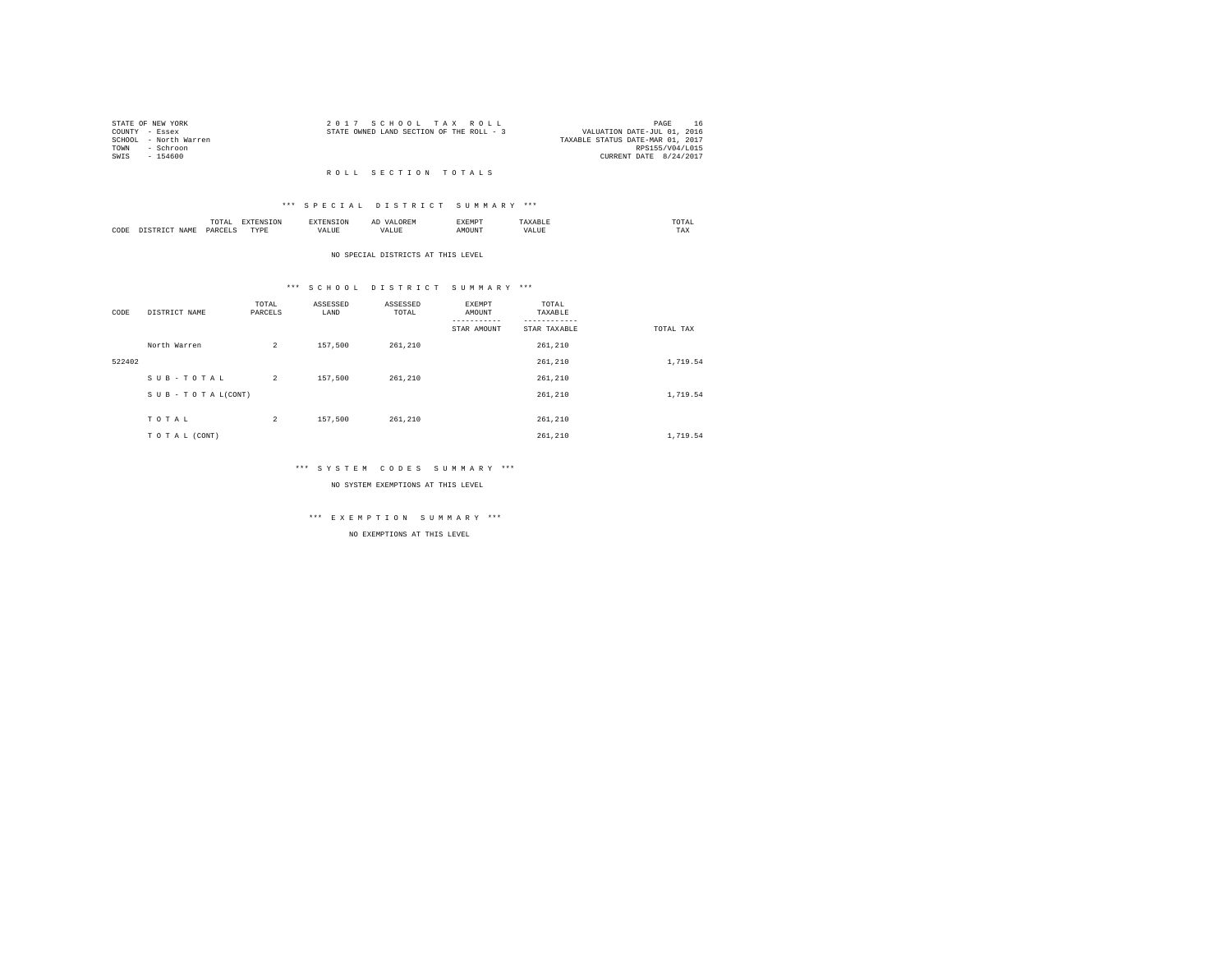STATE OF NEW YORK
COUNTY - Essex
SCHOOL - North Warren
TOWN - Schroon
SWIS - 154600

2 0 1 7 S C H O O L T A X R O L L
STATE OWNED LAND SECTION OF THE ROLL - 3

VALUATION DATE-JUL 01, 2016
TAXABLE STATUS DATE-MAR 01, 2017
RPS155/V04/L015
CURRENT DATE 8/24/2017

R O L L S E C T I O N T O T A L S

*** S P E C I A L D I S T R I C T S U M M A R Y ***

| CODE | DISTRICT NAME | TOTAL PARCELS | EXTENSION TYPE | EXTENSION VALUE | AD VALOREM VALUE | EXEMPT AMOUNT | TAXABLE VALUE | TOTAL TAX |
|---|---|---|---|---|---|---|---|---|

NO SPECIAL DISTRICTS AT THIS LEVEL

*** S C H O O L D I S T R I C T S U M M A R Y ***

| CODE | DISTRICT NAME | TOTAL PARCELS | ASSESSED LAND | ASSESSED TOTAL | EXEMPT AMOUNT / STAR AMOUNT | TOTAL TAXABLE / STAR TAXABLE | TOTAL TAX |
|---|---|---|---|---|---|---|---|
| | North Warren | 2 | 157,500 | 261,210 | | 261,210 | |
| 522402 | | | | | | 261,210 | 1,719.54 |
| | S U B - T O T A L | 2 | 157,500 | 261,210 | | 261,210 | |
| | S U B - T O T A L(CONT) | | | | | 261,210 | 1,719.54 |
| | T O T A L | 2 | 157,500 | 261,210 | | 261,210 | |
| | T O T A L (CONT) | | | | | 261,210 | 1,719.54 |

*** S Y S T E M C O D E S S U M M A R Y ***

NO SYSTEM EXEMPTIONS AT THIS LEVEL

*** E X E M P T I O N S U M M A R Y ***

NO EXEMPTIONS AT THIS LEVEL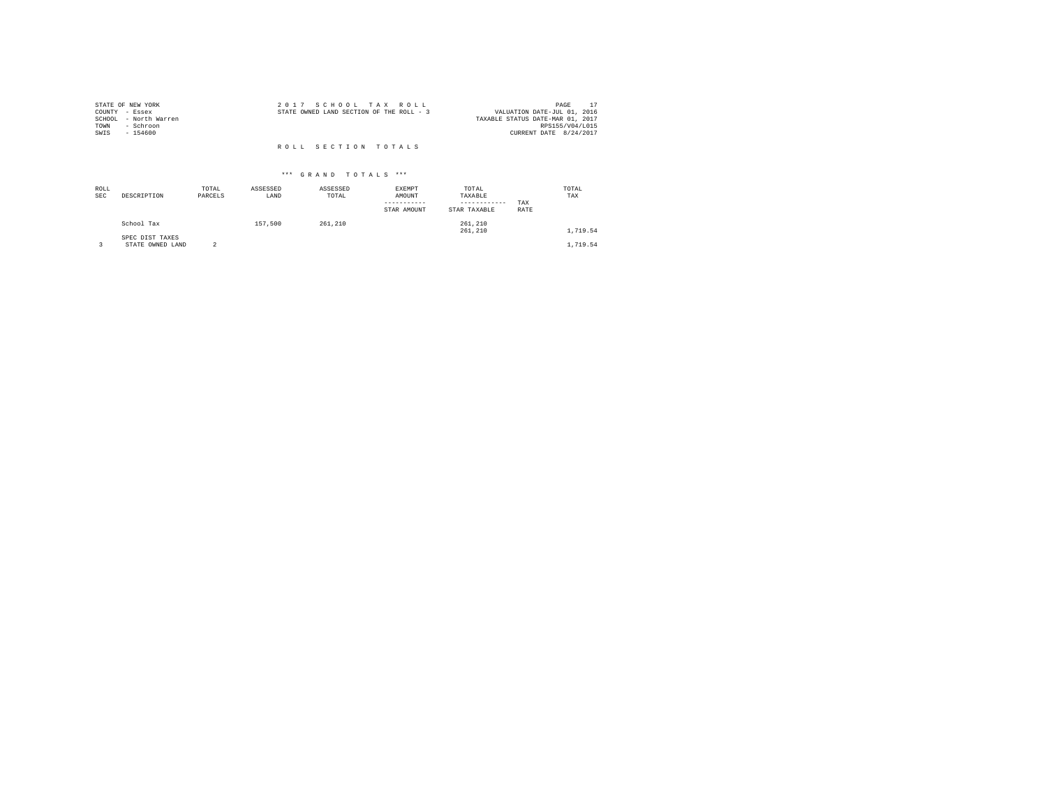STATE OF NEW YORK
COUNTY - Essex
SCHOOL - North Warren
TOWN - Schroon
SWIS - 154600

2 0 1 7 S C H O O L T A X R O L L
STATE OWNED LAND SECTION OF THE ROLL - 3

VALUATION DATE-JUL 01, 2016
TAXABLE STATUS DATE-MAR 01, 2017
RPS155/V04/L015
CURRENT DATE 8/24/2017

R O L L S E C T I O N T O T A L S

*** G R A N D T O T A L S ***

| ROLL SEC | DESCRIPTION | TOTAL PARCELS | ASSESSED LAND | ASSESSED TOTAL | EXEMPT AMOUNT ----------- STAR AMOUNT | TOTAL TAXABLE ------------ STAR TAXABLE | TAX RATE | TOTAL TAX |
|---|---|---|---|---|---|---|---|---|
| | School Tax | | 157,500 | 261,210 | | 261,210<br>261,210 | | 1,719.54 |
| | SPEC DIST TAXES | | | | | | | |
| 3 | STATE OWNED LAND | 2 | | | | | | 1,719.54 |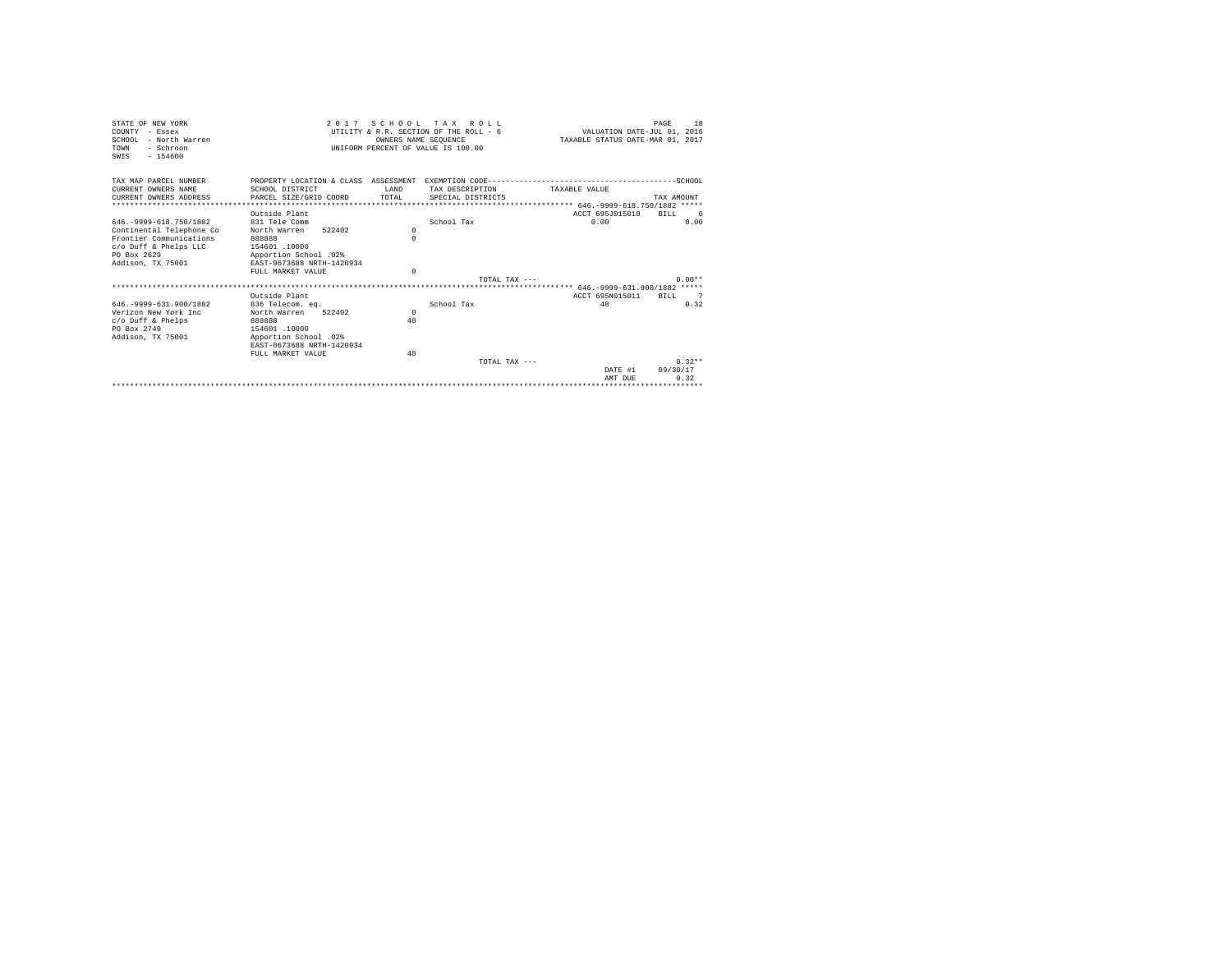STATE OF NEW YORK
COUNTY - Essex
SCHOOL - North Warren
TOWN - Schroon
SWIS - 154600

2 0 1 7 S C H O O L T A X R O L L
UTILITY & R.R. SECTION OF THE ROLL - 6
OWNERS NAME SEQUENCE
UNIFORM PERCENT OF VALUE IS 100.00

PAGE 18
VALUATION DATE-JUL 01, 2016
TAXABLE STATUS DATE-MAR 01, 2017

| TAX MAP PARCEL NUMBER / CURRENT OWNERS NAME / CURRENT OWNERS ADDRESS | PROPERTY LOCATION & CLASS / SCHOOL DISTRICT / PARCEL SIZE/GRID COORD | ASSESSMENT LAND / TOTAL | EXEMPTION CODE / TAX DESCRIPTION / SPECIAL DISTRICTS | TAXABLE VALUE | TAX AMOUNT (SCHOOL) |
|---|---|---|---|---|---|
| **646.-9999-618.750/1882** | | | | ACCT 695J015010 | BILL 6 |
| | Outside Plant | | | | |
| 646.-9999-618.750/1882 | 831 Tele Comm | | School Tax | 0.00 | 0.00 |
| Continental Telephone Co | North Warren 522402 | 0 | | | |
| Frontier Communications | 888888 | 0 | | | |
| c/o Duff & Phelps LLC | 154601 .10000 | | | | |
| PO Box 2629 | Apportion School .02% | | | | |
| Addison, TX 75001 | EAST-0673688 NRTH-1420934 | | | | |
| | FULL MARKET VALUE | 0 | | | |
| | | | TOTAL TAX --- | | 0.00** |
| **646.-9999-631.900/1882** | | | | ACCT 695N015011 | BILL 7 |
| | Outside Plant | | | | |
| 646.-9999-631.900/1882 | 836 Telecom. eq. | | School Tax | 48 | 0.32 |
| Verizon New York Inc | North Warren 522402 | 0 | | | |
| c/o Duff & Phelps | 888888 | 48 | | | |
| PO Box 2749 | 154601 .10000 | | | | |
| Addison, TX 75001 | Apportion School .02% | | | | |
| | EAST-0673688 NRTH-1420934 | | | | |
| | FULL MARKET VALUE | 48 | | | |
| | | | TOTAL TAX --- | | 0.32** |
| | | | | DATE #1 | 09/30/17 |
| | | | | AMT DUE | 0.32 |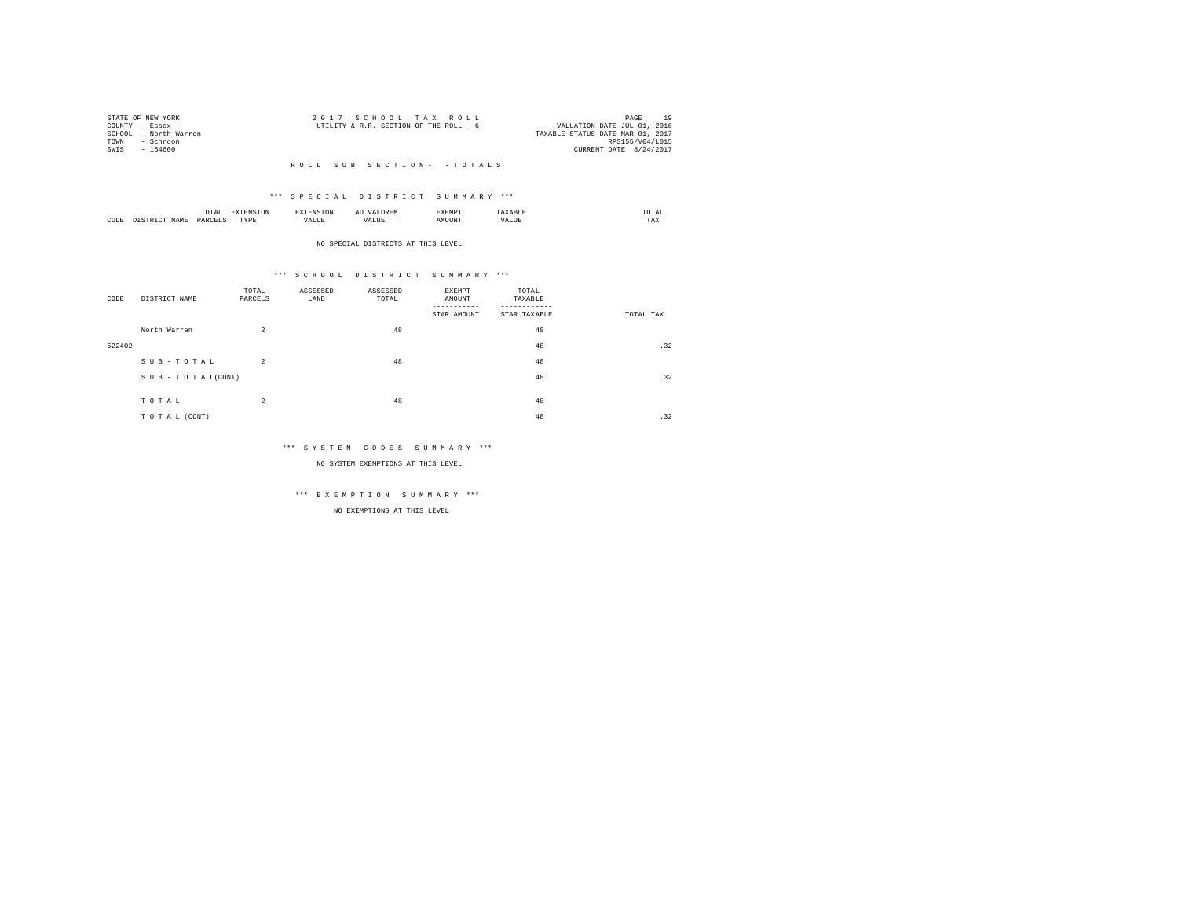STATE OF NEW YORK
COUNTY - Essex
SCHOOL - North Warren
TOWN - Schroon
SWIS - 154600

2 0 1 7 S C H O O L T A X R O L L
UTILITY & R.R. SECTION OF THE ROLL - 6

VALUATION DATE-JUL 01, 2016
TAXABLE STATUS DATE-MAR 01, 2017
RPS155/V04/L015
CURRENT DATE 8/24/2017

R O L L S U B S E C T I O N - - T O T A L S

*** S P E C I A L D I S T R I C T S U M M A R Y ***

| CODE | DISTRICT NAME | TOTAL PARCELS | EXTENSION TYPE | EXTENSION VALUE | AD VALOREM VALUE | EXEMPT AMOUNT | TAXABLE VALUE | TOTAL TAX |
|---|---|---|---|---|---|---|---|---|

NO SPECIAL DISTRICTS AT THIS LEVEL

*** S C H O O L D I S T R I C T S U M M A R Y ***

| CODE | DISTRICT NAME | TOTAL PARCELS | ASSESSED LAND | ASSESSED TOTAL | EXEMPT AMOUNT / STAR AMOUNT | TOTAL TAXABLE / STAR TAXABLE | TOTAL TAX |
|---|---|---|---|---|---|---|---|
| | North Warren | 2 | | 48 | | 48 | |
| 522402 | | | | | | 48 | .32 |
| | S U B - T O T A L | 2 | | 48 | | 48 | |
| | S U B - T O T A L(CONT) | | | | | 48 | .32 |
| | T O T A L | 2 | | 48 | | 48 | |
| | T O T A L (CONT) | | | | | 48 | .32 |

*** S Y S T E M C O D E S S U M M A R Y ***

NO SYSTEM EXEMPTIONS AT THIS LEVEL

*** E X E M P T I O N S U M M A R Y ***

NO EXEMPTIONS AT THIS LEVEL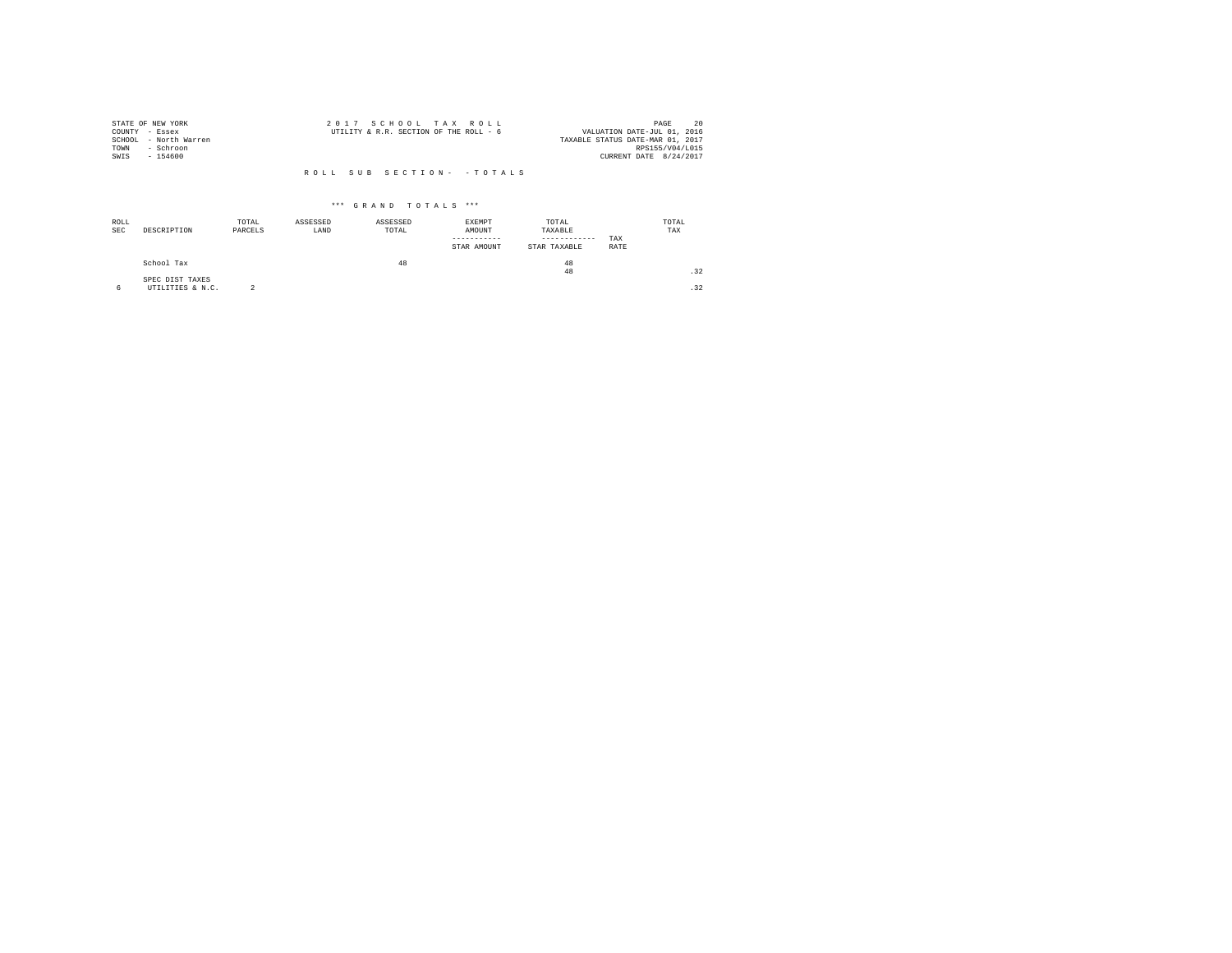STATE OF NEW YORK
COUNTY - Essex
SCHOOL - North Warren
TOWN - Schroon
SWIS - 154600

2 0 1 7 S C H O O L T A X R O L L
UTILITY & R.R. SECTION OF THE ROLL - 6

VALUATION DATE-JUL 01, 2016
TAXABLE STATUS DATE-MAR 01, 2017
RPS155/V04/L015
CURRENT DATE 8/24/2017

R O L L S U B S E C T I O N - - T O T A L S

\*\*\* G R A N D T O T A L S \*\*\*

| ROLL SEC | DESCRIPTION | TOTAL PARCELS | ASSESSED LAND | ASSESSED TOTAL | EXEMPT AMOUNT ----------- STAR AMOUNT | TOTAL TAXABLE ------------ STAR TAXABLE | TAX RATE | TOTAL TAX |
|---|---|---|---|---|---|---|---|---|
| | School Tax | | | 48 | | 48 | | |
| | | | | | | 48 | | .32 |
| | SPEC DIST TAXES | | | | | | | |
| 6 | UTILITIES & N.C. | 2 | | | | | | .32 |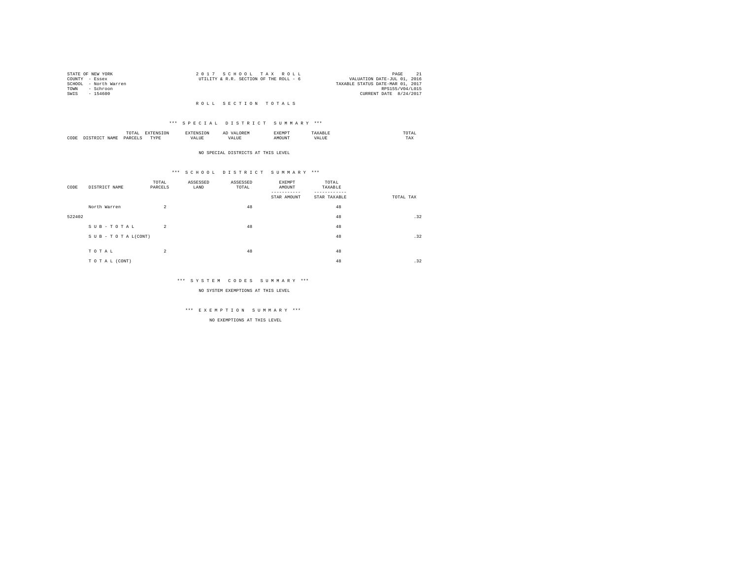STATE OF NEW YORK
COUNTY - Essex
SCHOOL - North Warren
TOWN - Schroon
SWIS - 154600

2 0 1 7 S C H O O L T A X R O L L
UTILITY & R.R. SECTION OF THE ROLL - 6

VALUATION DATE-JUL 01, 2016
TAXABLE STATUS DATE-MAR 01, 2017
RPS155/V04/L015
CURRENT DATE 8/24/2017

## R O L L S E C T I O N T O T A L S

### *** S P E C I A L D I S T R I C T S U M M A R Y ***

| CODE | DISTRICT NAME | TOTAL PARCELS | EXTENSION TYPE | EXTENSION VALUE | AD VALOREM VALUE | EXEMPT AMOUNT | TAXABLE VALUE | TOTAL TAX |
|---|---|---|---|---|---|---|---|---|

NO SPECIAL DISTRICTS AT THIS LEVEL

### *** S C H O O L D I S T R I C T S U M M A R Y ***

| CODE | DISTRICT NAME | TOTAL PARCELS | ASSESSED LAND | ASSESSED TOTAL | EXEMPT AMOUNT / STAR AMOUNT | TOTAL TAXABLE / STAR TAXABLE | TOTAL TAX |
|---|---|---|---|---|---|---|---|
| | North Warren | 2 | | 48 | | 48 | |
| 522402 | | | | | | 48 | .32 |
| | S U B - T O T A L | 2 | | 48 | | 48 | |
| | S U B - T O T A L(CONT) | | | | | 48 | .32 |
| | T O T A L | 2 | | 48 | | 48 | |
| | T O T A L (CONT) | | | | | 48 | .32 |

### *** S Y S T E M C O D E S S U M M A R Y ***

NO SYSTEM EXEMPTIONS AT THIS LEVEL

### *** E X E M P T I O N S U M M A R Y ***

NO EXEMPTIONS AT THIS LEVEL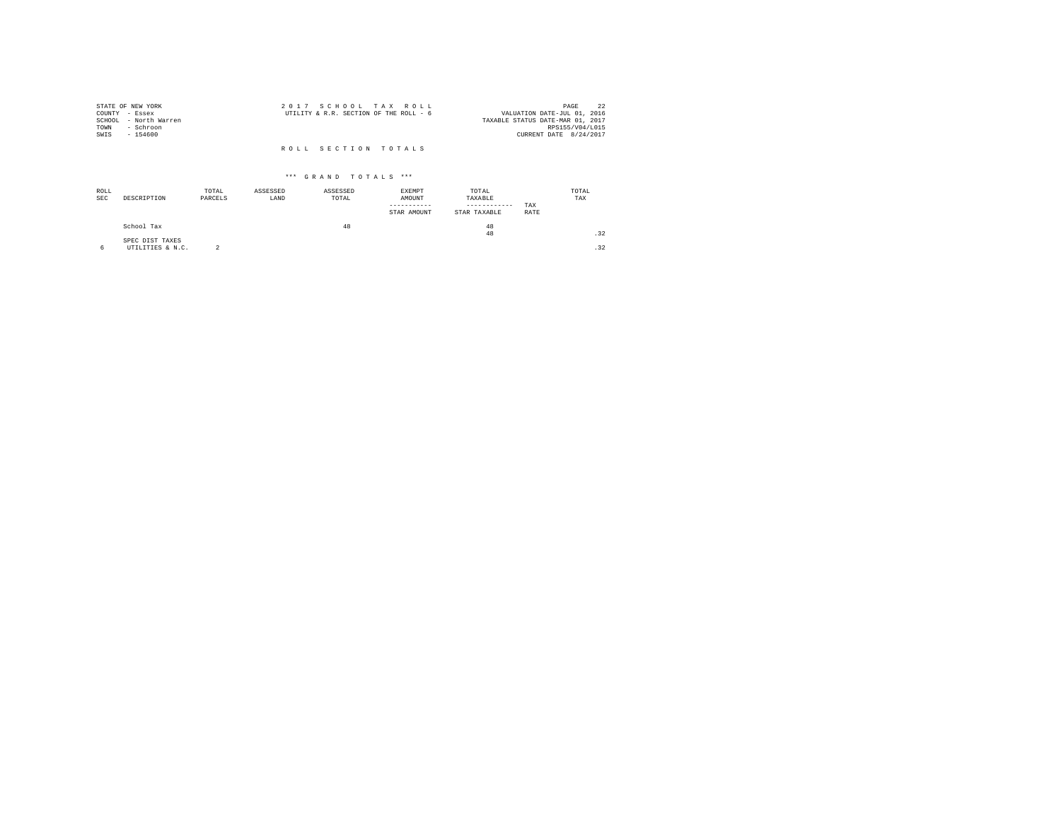STATE OF NEW YORK
COUNTY - Essex
SCHOOL - North Warren
TOWN - Schroon
SWIS - 154600

2 0 1 7 S C H O O L T A X R O L L
UTILITY & R.R. SECTION OF THE ROLL - 6

VALUATION DATE-JUL 01, 2016
TAXABLE STATUS DATE-MAR 01, 2017
RPS155/V04/L015
CURRENT DATE 8/24/2017

R O L L S E C T I O N T O T A L S

\*\*\* G R A N D T O T A L S \*\*\*

| ROLL SEC | DESCRIPTION | TOTAL PARCELS | ASSESSED LAND | ASSESSED TOTAL | EXEMPT AMOUNT / STAR AMOUNT | TOTAL TAXABLE / STAR TAXABLE | TAX RATE | TOTAL TAX |
|---|---|---|---|---|---|---|---|---|
| | School Tax | | | 48 | | 48 | | |
| | | | | | | 48 | | .32 |
| | SPEC DIST TAXES | | | | | | | |
| 6 | UTILITIES & N.C. | 2 | | | | | | .32 |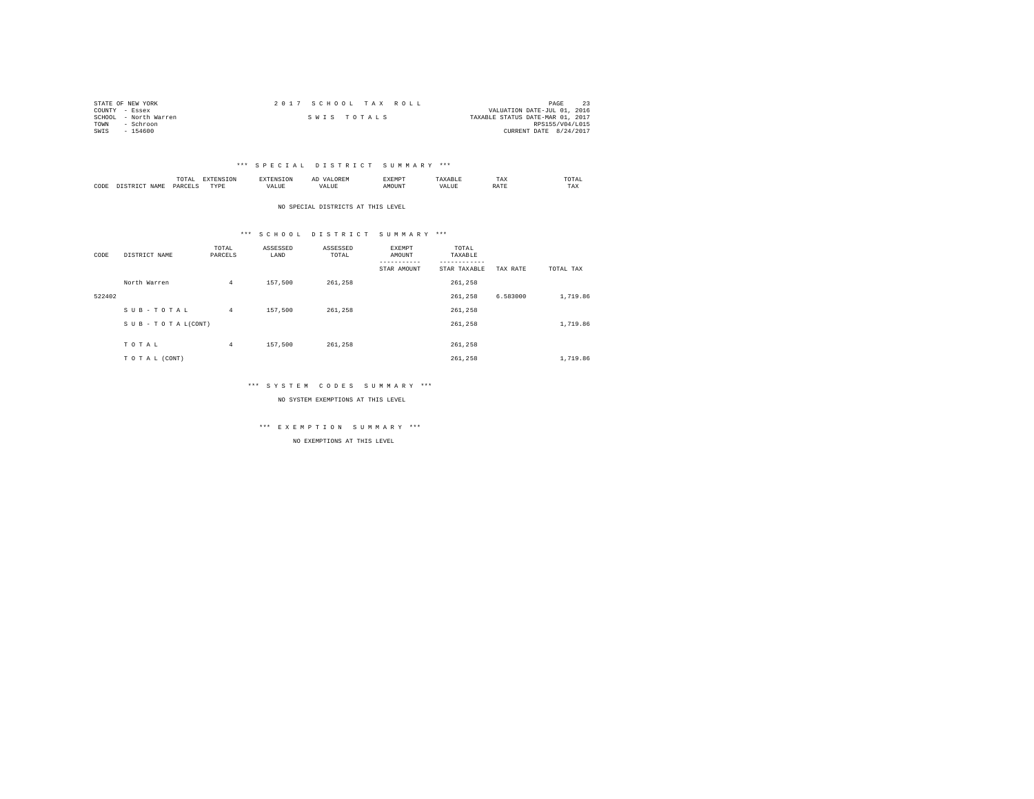STATE OF NEW YORK
COUNTY - Essex
SCHOOL - North Warren
TOWN - Schroon
SWIS - 154600

2 0 1 7 S C H O O L T A X R O L L

S W I S T O T A L S

VALUATION DATE-JUL 01, 2016
TAXABLE STATUS DATE-MAR 01, 2017
RPS155/V04/L015
CURRENT DATE 8/24/2017

\*\*\* S P E C I A L D I S T R I C T S U M M A R Y \*\*\*

| CODE | DISTRICT NAME | TOTAL PARCELS | EXTENSION TYPE | EXTENSION VALUE | AD VALOREM VALUE | EXEMPT AMOUNT | TAXABLE VALUE | TAX RATE | TOTAL TAX |
|---|---|---|---|---|---|---|---|---|---|

NO SPECIAL DISTRICTS AT THIS LEVEL

\*\*\* S C H O O L D I S T R I C T S U M M A R Y \*\*\*

| CODE | DISTRICT NAME | TOTAL PARCELS | ASSESSED LAND | ASSESSED TOTAL | EXEMPT AMOUNT / STAR AMOUNT | TOTAL TAXABLE / STAR TAXABLE | TAX RATE | TOTAL TAX |
|---|---|---|---|---|---|---|---|---|
| | North Warren | 4 | 157,500 | 261,258 | | 261,258 | | |
| 522402 | | | | | | 261,258 | 6.583000 | 1,719.86 |
| | S U B - T O T A L | 4 | 157,500 | 261,258 | | 261,258 | | |
| | S U B - T O T A L(CONT) | | | | | 261,258 | | 1,719.86 |
| | T O T A L | 4 | 157,500 | 261,258 | | 261,258 | | |
| | T O T A L (CONT) | | | | | 261,258 | | 1,719.86 |

\*\*\* S Y S T E M C O D E S S U M M A R Y \*\*\*

NO SYSTEM EXEMPTIONS AT THIS LEVEL

\*\*\* E X E M P T I O N S U M M A R Y \*\*\*

NO EXEMPTIONS AT THIS LEVEL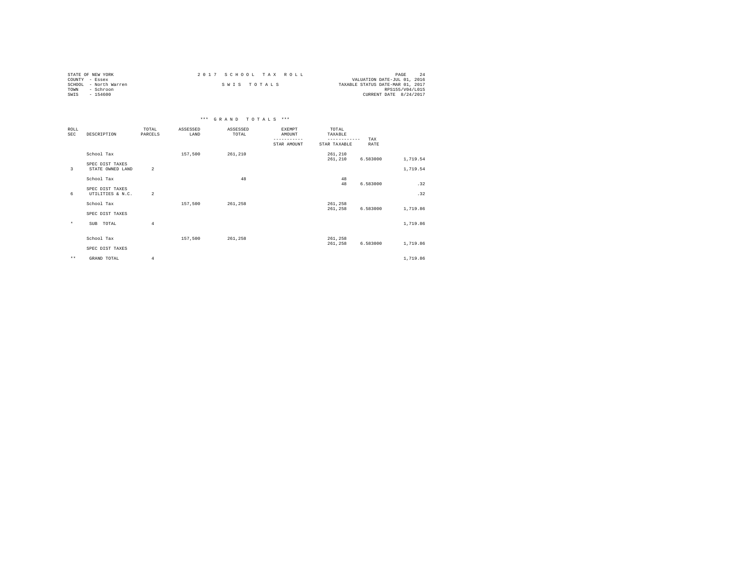STATE OF NEW YORK
COUNTY - Essex
SCHOOL - North Warren
TOWN - Schroon
SWIS - 154600

2017 SCHOOL TAX ROLL

SWIS TOTALS

VALUATION DATE-JUL 01, 2016
TAXABLE STATUS DATE-MAR 01, 2017
RPS155/V04/L015
CURRENT DATE 8/24/2017

*** GRAND TOTALS ***

| ROLL SEC | DESCRIPTION | TOTAL PARCELS | ASSESSED LAND | ASSESSED TOTAL | EXEMPT AMOUNT / STAR AMOUNT | TOTAL TAXABLE / STAR TAXABLE | TAX RATE | |
|---|---|---|---|---|---|---|---|---|
| | School Tax | | 157,500 | 261,210 | | 261,210 | | |
| | | | | | | 261,210 | 6.583000 | 1,719.54 |
| | SPEC DIST TAXES | | | | | | | |
| 3 | STATE OWNED LAND | 2 | | | | | | 1,719.54 |
| | School Tax | | | 48 | | 48 | | |
| | | | | | | 48 | 6.583000 | .32 |
| | SPEC DIST TAXES | | | | | | | |
| 6 | UTILITIES & N.C. | 2 | | | | | | .32 |
| | School Tax | | 157,500 | 261,258 | | 261,258 | | |
| | | | | | | 261,258 | 6.583000 | 1,719.86 |
| | SPEC DIST TAXES | | | | | | | |
| * | SUB TOTAL | 4 | | | | | | 1,719.86 |
| | School Tax | | 157,500 | 261,258 | | 261,258 | | |
| | | | | | | 261,258 | 6.583000 | 1,719.86 |
| | SPEC DIST TAXES | | | | | | | |
| ** | GRAND TOTAL | 4 | | | | | | 1,719.86 |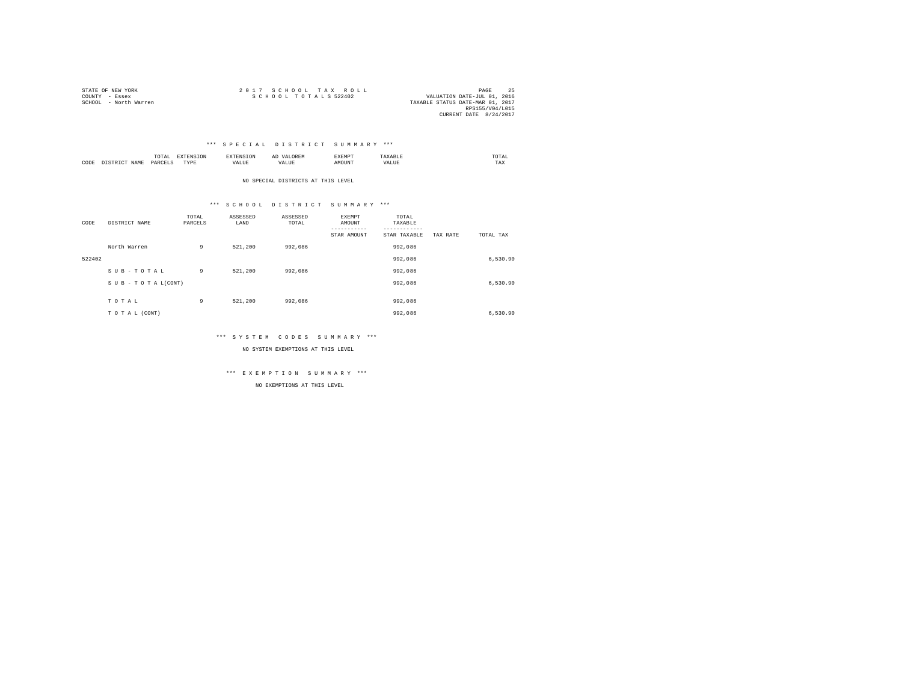STATE OF NEW YORK
COUNTY - Essex
SCHOOL - North Warren

2 0 1 7 S C H O O L T A X R O L L
S C H O O L T O T A L S 522402

VALUATION DATE-JUL 01, 2016
TAXABLE STATUS DATE-MAR 01, 2017
RPS155/V04/L015
CURRENT DATE 8/24/2017

\*\*\* S P E C I A L D I S T R I C T S U M M A R Y \*\*\*

| CODE | DISTRICT NAME | TOTAL PARCELS | EXTENSION TYPE | EXTENSION VALUE | AD VALOREM VALUE | EXEMPT AMOUNT | TAXABLE VALUE | TOTAL TAX |
|---|---|---|---|---|---|---|---|---|

NO SPECIAL DISTRICTS AT THIS LEVEL

\*\*\* S C H O O L D I S T R I C T S U M M A R Y \*\*\*

| CODE | DISTRICT NAME | TOTAL PARCELS | ASSESSED LAND | ASSESSED TOTAL | EXEMPT AMOUNT / STAR AMOUNT | TOTAL TAXABLE / STAR TAXABLE | TAX RATE | TOTAL TAX |
|---|---|---|---|---|---|---|---|---|
| | North Warren | 9 | 521,200 | 992,086 | | 992,086 | | |
| 522402 | | | | | | 992,086 | | 6,530.90 |
| | S U B - T O T A L | 9 | 521,200 | 992,086 | | 992,086 | | |
| | S U B - T O T A L(CONT) | | | | | 992,086 | | 6,530.90 |
| | T O T A L | 9 | 521,200 | 992,086 | | 992,086 | | |
| | T O T A L (CONT) | | | | | 992,086 | | 6,530.90 |

\*\*\* S Y S T E M C O D E S S U M M A R Y \*\*\*

NO SYSTEM EXEMPTIONS AT THIS LEVEL

\*\*\* E X E M P T I O N S U M M A R Y \*\*\*

NO EXEMPTIONS AT THIS LEVEL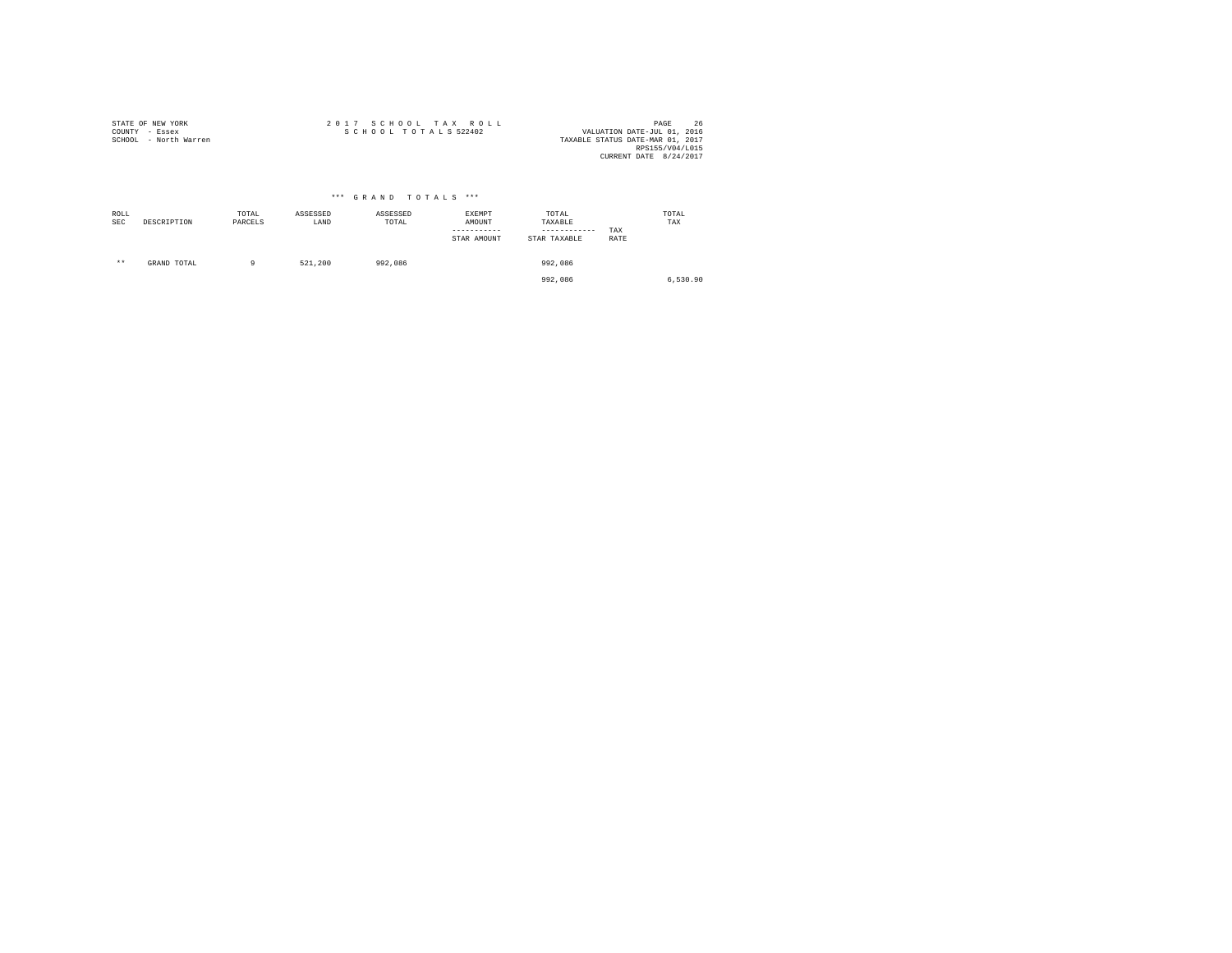STATE OF NEW YORK
COUNTY - Essex
SCHOOL - North Warren

2 0 1 7 S C H O O L T A X R O L L
S C H O O L T O T A L S 522402

VALUATION DATE-JUL 01, 2016
TAXABLE STATUS DATE-MAR 01, 2017
RPS155/V04/L015
CURRENT DATE 8/24/2017

\*\*\* G R A N D T O T A L S \*\*\*

| ROLL SEC | DESCRIPTION | TOTAL PARCELS | ASSESSED LAND | ASSESSED TOTAL | EXEMPT AMOUNT<br>-----------<br>STAR AMOUNT | TOTAL TAXABLE<br>------------<br>STAR TAXABLE | TAX RATE | TOTAL TAX |
|---|---|---|---|---|---|---|---|---|
| ** | GRAND TOTAL | 9 | 521,200 | 992,086 | | 992,086 | | |
| | | | | | | 992,086 | | 6,530.90 |